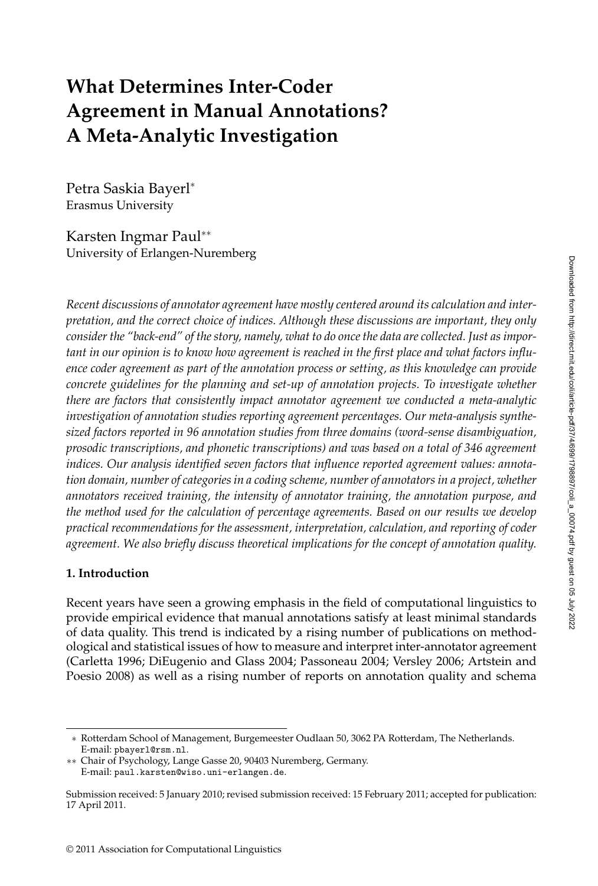# What Determines Inter-Coder Agreement in Manual Annotations? A Meta-Analytic Investigation

Petra Saskia Bayerl*
Erasmus University

Karsten Ingmar Paul**
University of Erlangen-Nuremberg

*Recent discussions of annotator agreement have mostly centered around its calculation and interpretation, and the correct choice of indices. Although these discussions are important, they only consider the "back-end" of the story, namely, what to do once the data are collected. Just as important in our opinion is to know how agreement is reached in the first place and what factors influence coder agreement as part of the annotation process or setting, as this knowledge can provide concrete guidelines for the planning and set-up of annotation projects. To investigate whether there are factors that consistently impact annotator agreement we conducted a meta-analytic investigation of annotation studies reporting agreement percentages. Our meta-analysis synthesized factors reported in 96 annotation studies from three domains (word-sense disambiguation, prosodic transcriptions, and phonetic transcriptions) and was based on a total of 346 agreement indices. Our analysis identified seven factors that influence reported agreement values: annotation domain, number of categories in a coding scheme, number of annotators in a project, whether annotators received training, the intensity of annotator training, the annotation purpose, and the method used for the calculation of percentage agreements. Based on our results we develop practical recommendations for the assessment, interpretation, calculation, and reporting of coder agreement. We also briefly discuss theoretical implications for the concept of annotation quality.*

## 1. Introduction

Recent years have seen a growing emphasis in the field of computational linguistics to provide empirical evidence that manual annotations satisfy at least minimal standards of data quality. This trend is indicated by a rising number of publications on methodological and statistical issues of how to measure and interpret inter-annotator agreement (Carletta 1996; DiEugenio and Glass 2004; Passoneau 2004; Versley 2006; Artstein and Poesio 2008) as well as a rising number of reports on annotation quality and schema

---

* Rotterdam School of Management, Burgemeester Oudlaan 50, 3062 PA Rotterdam, The Netherlands. E-mail: pbayerl@rsm.nl.

** Chair of Psychology, Lange Gasse 20, 90403 Nuremberg, Germany. E-mail: paul.karsten@wiso.uni-erlangen.de.

Submission received: 5 January 2010; revised submission received: 15 February 2011; accepted for publication: 17 April 2011.

© 2011 Association for Computational Linguistics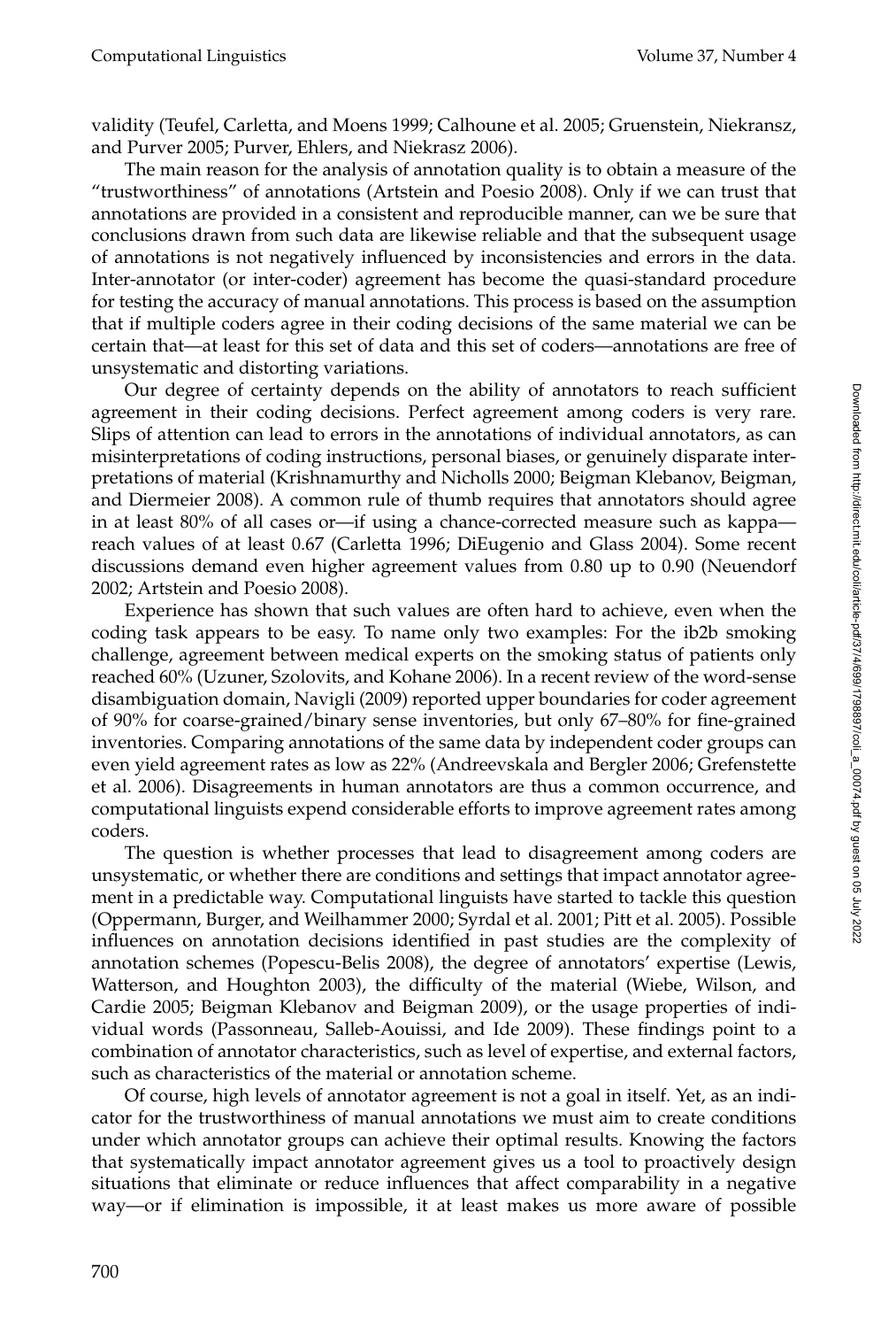validity (Teufel, Carletta, and Moens 1999; Calhoune et al. 2005; Gruenstein, Niekransz, and Purver 2005; Purver, Ehlers, and Niekrasz 2006).

The main reason for the analysis of annotation quality is to obtain a measure of the "trustworthiness" of annotations (Artstein and Poesio 2008). Only if we can trust that annotations are provided in a consistent and reproducible manner, can we be sure that conclusions drawn from such data are likewise reliable and that the subsequent usage of annotations is not negatively influenced by inconsistencies and errors in the data. Inter-annotator (or inter-coder) agreement has become the quasi-standard procedure for testing the accuracy of manual annotations. This process is based on the assumption that if multiple coders agree in their coding decisions of the same material we can be certain that—at least for this set of data and this set of coders—annotations are free of unsystematic and distorting variations.

Our degree of certainty depends on the ability of annotators to reach sufficient agreement in their coding decisions. Perfect agreement among coders is very rare. Slips of attention can lead to errors in the annotations of individual annotators, as can misinterpretations of coding instructions, personal biases, or genuinely disparate interpretations of material (Krishnamurthy and Nicholls 2000; Beigman Klebanov, Beigman, and Diermeier 2008). A common rule of thumb requires that annotators should agree in at least 80% of all cases or—if using a chance-corrected measure such as kappa—reach values of at least 0.67 (Carletta 1996; DiEugenio and Glass 2004). Some recent discussions demand even higher agreement values from 0.80 up to 0.90 (Neuendorf 2002; Artstein and Poesio 2008).

Experience has shown that such values are often hard to achieve, even when the coding task appears to be easy. To name only two examples: For the ib2b smoking challenge, agreement between medical experts on the smoking status of patients only reached 60% (Uzuner, Szolovits, and Kohane 2006). In a recent review of the word-sense disambiguation domain, Navigli (2009) reported upper boundaries for coder agreement of 90% for coarse-grained/binary sense inventories, but only 67–80% for fine-grained inventories. Comparing annotations of the same data by independent coder groups can even yield agreement rates as low as 22% (Andreevskala and Bergler 2006; Grefenstette et al. 2006). Disagreements in human annotators are thus a common occurrence, and computational linguists expend considerable efforts to improve agreement rates among coders.

The question is whether processes that lead to disagreement among coders are unsystematic, or whether there are conditions and settings that impact annotator agreement in a predictable way. Computational linguists have started to tackle this question (Oppermann, Burger, and Weilhammer 2000; Syrdal et al. 2001; Pitt et al. 2005). Possible influences on annotation decisions identified in past studies are the complexity of annotation schemes (Popescu-Belis 2008), the degree of annotators' expertise (Lewis, Watterson, and Houghton 2003), the difficulty of the material (Wiebe, Wilson, and Cardie 2005; Beigman Klebanov and Beigman 2009), or the usage properties of individual words (Passonneau, Salleb-Aouissi, and Ide 2009). These findings point to a combination of annotator characteristics, such as level of expertise, and external factors, such as characteristics of the material or annotation scheme.

Of course, high levels of annotator agreement is not a goal in itself. Yet, as an indicator for the trustworthiness of manual annotations we must aim to create conditions under which annotator groups can achieve their optimal results. Knowing the factors that systematically impact annotator agreement gives us a tool to proactively design situations that eliminate or reduce influences that affect comparability in a negative way—or if elimination is impossible, it at least makes us more aware of possible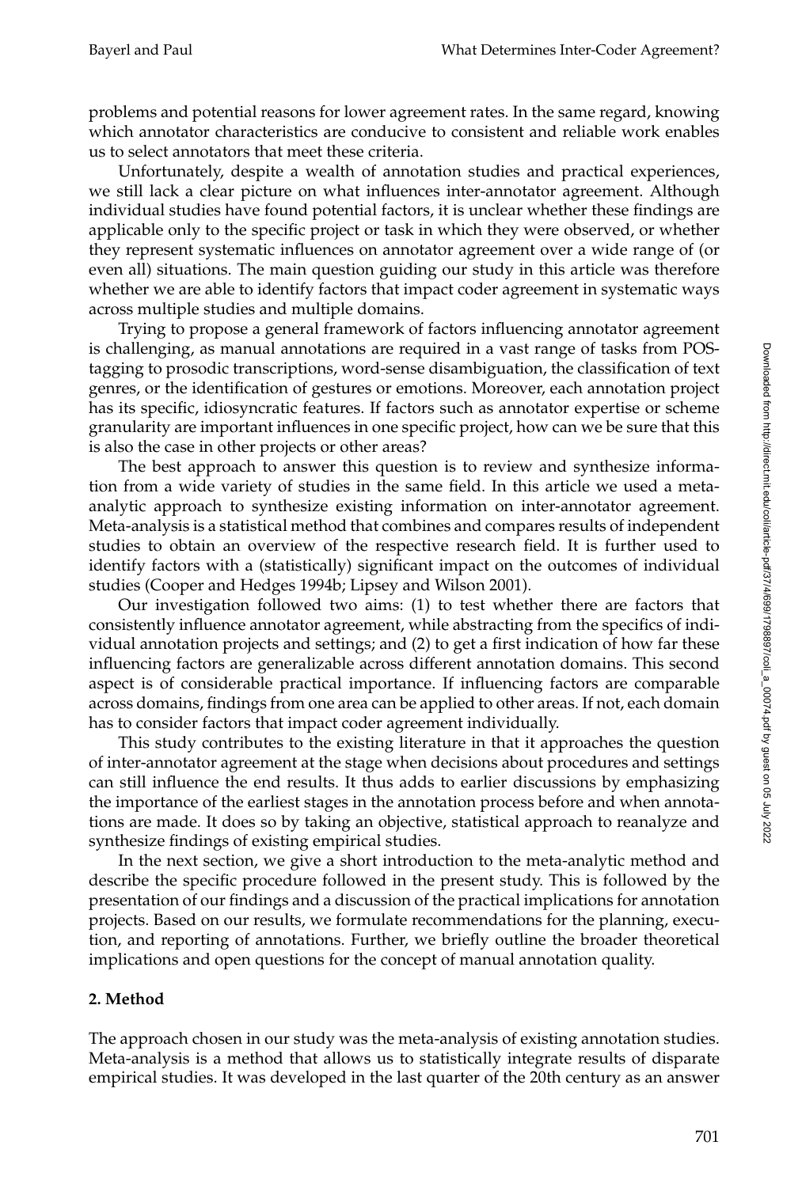problems and potential reasons for lower agreement rates. In the same regard, knowing which annotator characteristics are conducive to consistent and reliable work enables us to select annotators that meet these criteria.

Unfortunately, despite a wealth of annotation studies and practical experiences, we still lack a clear picture on what influences inter-annotator agreement. Although individual studies have found potential factors, it is unclear whether these findings are applicable only to the specific project or task in which they were observed, or whether they represent systematic influences on annotator agreement over a wide range of (or even all) situations. The main question guiding our study in this article was therefore whether we are able to identify factors that impact coder agreement in systematic ways across multiple studies and multiple domains.

Trying to propose a general framework of factors influencing annotator agreement is challenging, as manual annotations are required in a vast range of tasks from POS-tagging to prosodic transcriptions, word-sense disambiguation, the classification of text genres, or the identification of gestures or emotions. Moreover, each annotation project has its specific, idiosyncratic features. If factors such as annotator expertise or scheme granularity are important influences in one specific project, how can we be sure that this is also the case in other projects or other areas?

The best approach to answer this question is to review and synthesize information from a wide variety of studies in the same field. In this article we used a meta-analytic approach to synthesize existing information on inter-annotator agreement. Meta-analysis is a statistical method that combines and compares results of independent studies to obtain an overview of the respective research field. It is further used to identify factors with a (statistically) significant impact on the outcomes of individual studies (Cooper and Hedges 1994b; Lipsey and Wilson 2001).

Our investigation followed two aims: (1) to test whether there are factors that consistently influence annotator agreement, while abstracting from the specifics of individual annotation projects and settings; and (2) to get a first indication of how far these influencing factors are generalizable across different annotation domains. This second aspect is of considerable practical importance. If influencing factors are comparable across domains, findings from one area can be applied to other areas. If not, each domain has to consider factors that impact coder agreement individually.

This study contributes to the existing literature in that it approaches the question of inter-annotator agreement at the stage when decisions about procedures and settings can still influence the end results. It thus adds to earlier discussions by emphasizing the importance of the earliest stages in the annotation process before and when annotations are made. It does so by taking an objective, statistical approach to reanalyze and synthesize findings of existing empirical studies.

In the next section, we give a short introduction to the meta-analytic method and describe the specific procedure followed in the present study. This is followed by the presentation of our findings and a discussion of the practical implications for annotation projects. Based on our results, we formulate recommendations for the planning, execution, and reporting of annotations. Further, we briefly outline the broader theoretical implications and open questions for the concept of manual annotation quality.

## 2. Method

The approach chosen in our study was the meta-analysis of existing annotation studies. Meta-analysis is a method that allows us to statistically integrate results of disparate empirical studies. It was developed in the last quarter of the 20th century as an answer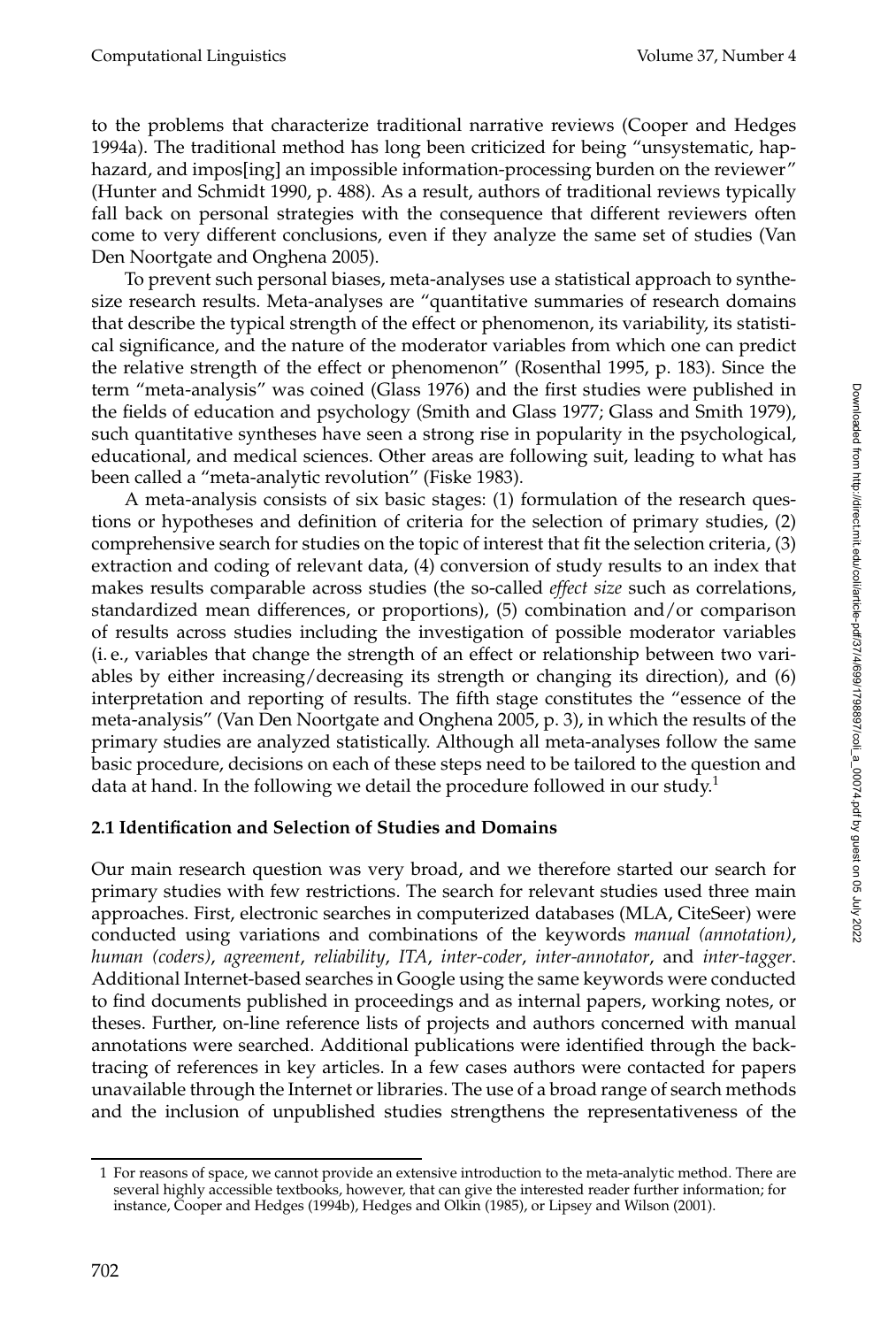to the problems that characterize traditional narrative reviews (Cooper and Hedges 1994a). The traditional method has long been criticized for being "unsystematic, haphazard, and impos[ing] an impossible information-processing burden on the reviewer" (Hunter and Schmidt 1990, p. 488). As a result, authors of traditional reviews typically fall back on personal strategies with the consequence that different reviewers often come to very different conclusions, even if they analyze the same set of studies (Van Den Noortgate and Onghena 2005).

To prevent such personal biases, meta-analyses use a statistical approach to synthesize research results. Meta-analyses are "quantitative summaries of research domains that describe the typical strength of the effect or phenomenon, its variability, its statistical significance, and the nature of the moderator variables from which one can predict the relative strength of the effect or phenomenon" (Rosenthal 1995, p. 183). Since the term "meta-analysis" was coined (Glass 1976) and the first studies were published in the fields of education and psychology (Smith and Glass 1977; Glass and Smith 1979), such quantitative syntheses have seen a strong rise in popularity in the psychological, educational, and medical sciences. Other areas are following suit, leading to what has been called a "meta-analytic revolution" (Fiske 1983).

A meta-analysis consists of six basic stages: (1) formulation of the research questions or hypotheses and definition of criteria for the selection of primary studies, (2) comprehensive search for studies on the topic of interest that fit the selection criteria, (3) extraction and coding of relevant data, (4) conversion of study results to an index that makes results comparable across studies (the so-called *effect size* such as correlations, standardized mean differences, or proportions), (5) combination and/or comparison of results across studies including the investigation of possible moderator variables (i. e., variables that change the strength of an effect or relationship between two variables by either increasing/decreasing its strength or changing its direction), and (6) interpretation and reporting of results. The fifth stage constitutes the "essence of the meta-analysis" (Van Den Noortgate and Onghena 2005, p. 3), in which the results of the primary studies are analyzed statistically. Although all meta-analyses follow the same basic procedure, decisions on each of these steps need to be tailored to the question and data at hand. In the following we detail the procedure followed in our study.[1]

### 2.1 Identification and Selection of Studies and Domains

Our main research question was very broad, and we therefore started our search for primary studies with few restrictions. The search for relevant studies used three main approaches. First, electronic searches in computerized databases (MLA, CiteSeer) were conducted using variations and combinations of the keywords *manual (annotation)*, *human (coders)*, *agreement*, *reliability*, *ITA*, *inter-coder*, *inter-annotator*, and *inter-tagger*. Additional Internet-based searches in Google using the same keywords were conducted to find documents published in proceedings and as internal papers, working notes, or theses. Further, on-line reference lists of projects and authors concerned with manual annotations were searched. Additional publications were identified through the backtracing of references in key articles. In a few cases authors were contacted for papers unavailable through the Internet or libraries. The use of a broad range of search methods and the inclusion of unpublished studies strengthens the representativeness of the

---

1 For reasons of space, we cannot provide an extensive introduction to the meta-analytic method. There are several highly accessible textbooks, however, that can give the interested reader further information; for instance, Cooper and Hedges (1994b), Hedges and Olkin (1985), or Lipsey and Wilson (2001).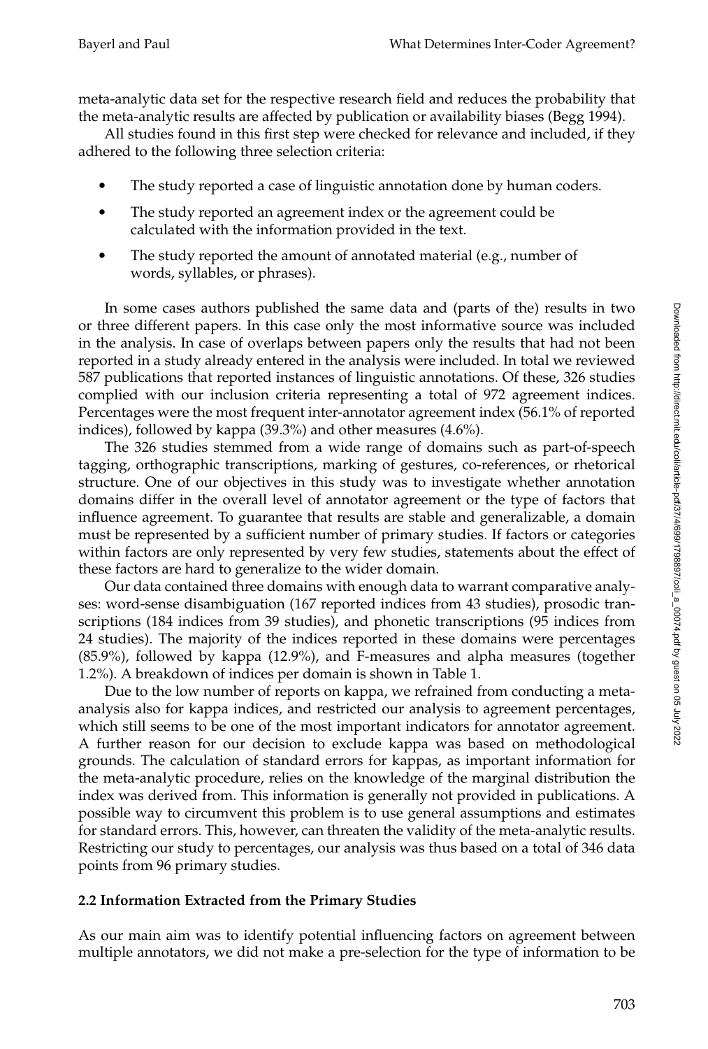meta-analytic data set for the respective research field and reduces the probability that the meta-analytic results are affected by publication or availability biases (Begg 1994).

All studies found in this first step were checked for relevance and included, if they adhered to the following three selection criteria:

- The study reported a case of linguistic annotation done by human coders.
- The study reported an agreement index or the agreement could be calculated with the information provided in the text.
- The study reported the amount of annotated material (e.g., number of words, syllables, or phrases).

In some cases authors published the same data and (parts of the) results in two or three different papers. In this case only the most informative source was included in the analysis. In case of overlaps between papers only the results that had not been reported in a study already entered in the analysis were included. In total we reviewed 587 publications that reported instances of linguistic annotations. Of these, 326 studies complied with our inclusion criteria representing a total of 972 agreement indices. Percentages were the most frequent inter-annotator agreement index (56.1% of reported indices), followed by kappa (39.3%) and other measures (4.6%).

The 326 studies stemmed from a wide range of domains such as part-of-speech tagging, orthographic transcriptions, marking of gestures, co-references, or rhetorical structure. One of our objectives in this study was to investigate whether annotation domains differ in the overall level of annotator agreement or the type of factors that influence agreement. To guarantee that results are stable and generalizable, a domain must be represented by a sufficient number of primary studies. If factors or categories within factors are only represented by very few studies, statements about the effect of these factors are hard to generalize to the wider domain.

Our data contained three domains with enough data to warrant comparative analyses: word-sense disambiguation (167 reported indices from 43 studies), prosodic transcriptions (184 indices from 39 studies), and phonetic transcriptions (95 indices from 24 studies). The majority of the indices reported in these domains were percentages (85.9%), followed by kappa (12.9%), and F-measures and alpha measures (together 1.2%). A breakdown of indices per domain is shown in Table 1.

Due to the low number of reports on kappa, we refrained from conducting a meta-analysis also for kappa indices, and restricted our analysis to agreement percentages, which still seems to be one of the most important indicators for annotator agreement. A further reason for our decision to exclude kappa was based on methodological grounds. The calculation of standard errors for kappas, as important information for the meta-analytic procedure, relies on the knowledge of the marginal distribution the index was derived from. This information is generally not provided in publications. A possible way to circumvent this problem is to use general assumptions and estimates for standard errors. This, however, can threaten the validity of the meta-analytic results. Restricting our study to percentages, our analysis was thus based on a total of 346 data points from 96 primary studies.

### 2.2 Information Extracted from the Primary Studies

As our main aim was to identify potential influencing factors on agreement between multiple annotators, we did not make a pre-selection for the type of information to be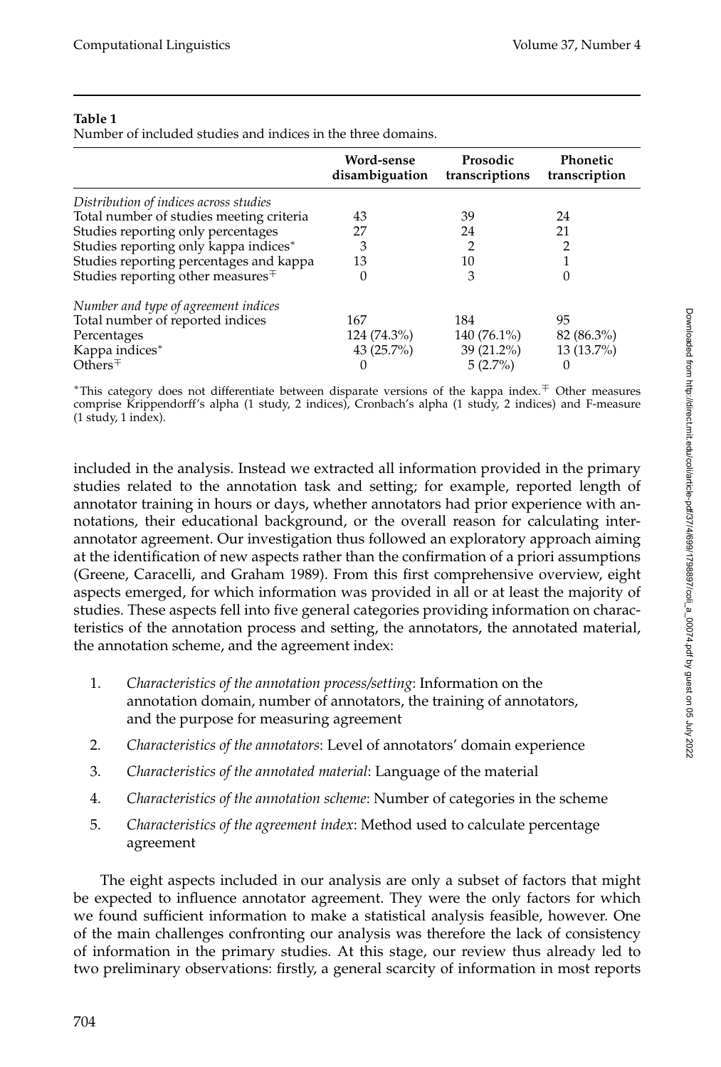**Table 1**
Number of included studies and indices in the three domains.

| | Word-sense disambiguation | Prosodic transcriptions | Phonetic transcription |
|---|---|---|---|
| *Distribution of indices across studies* | | | |
| Total number of studies meeting criteria | 43 | 39 | 24 |
| Studies reporting only percentages | 27 | 24 | 21 |
| Studies reporting only kappa indices* | 3 | 2 | 2 |
| Studies reporting percentages and kappa | 13 | 10 | 1 |
| Studies reporting other measures∓ | 0 | 3 | 0 |
| *Number and type of agreement indices* | | | |
| Total number of reported indices | 167 | 184 | 95 |
| Percentages | 124 (74.3%) | 140 (76.1%) | 82 (86.3%) |
| Kappa indices* | 43 (25.7%) | 39 (21.2%) | 13 (13.7%) |
| Others∓ | 0 | 5 (2.7%) | 0 |

*This category does not differentiate between disparate versions of the kappa index. ∓ Other measures comprise Krippendorff's alpha (1 study, 2 indices), Cronbach's alpha (1 study, 2 indices) and F-measure (1 study, 1 index).

included in the analysis. Instead we extracted all information provided in the primary studies related to the annotation task and setting; for example, reported length of annotator training in hours or days, whether annotators had prior experience with annotations, their educational background, or the overall reason for calculating inter-annotator agreement. Our investigation thus followed an exploratory approach aiming at the identification of new aspects rather than the confirmation of a priori assumptions (Greene, Caracelli, and Graham 1989). From this first comprehensive overview, eight aspects emerged, for which information was provided in all or at least the majority of studies. These aspects fell into five general categories providing information on characteristics of the annotation process and setting, the annotators, the annotated material, the annotation scheme, and the agreement index:

1. *Characteristics of the annotation process/setting*: Information on the annotation domain, number of annotators, the training of annotators, and the purpose for measuring agreement
2. *Characteristics of the annotators*: Level of annotators' domain experience
3. *Characteristics of the annotated material*: Language of the material
4. *Characteristics of the annotation scheme*: Number of categories in the scheme
5. *Characteristics of the agreement index*: Method used to calculate percentage agreement

The eight aspects included in our analysis are only a subset of factors that might be expected to influence annotator agreement. They were the only factors for which we found sufficient information to make a statistical analysis feasible, however. One of the main challenges confronting our analysis was therefore the lack of consistency of information in the primary studies. At this stage, our review thus already led to two preliminary observations: firstly, a general scarcity of information in most reports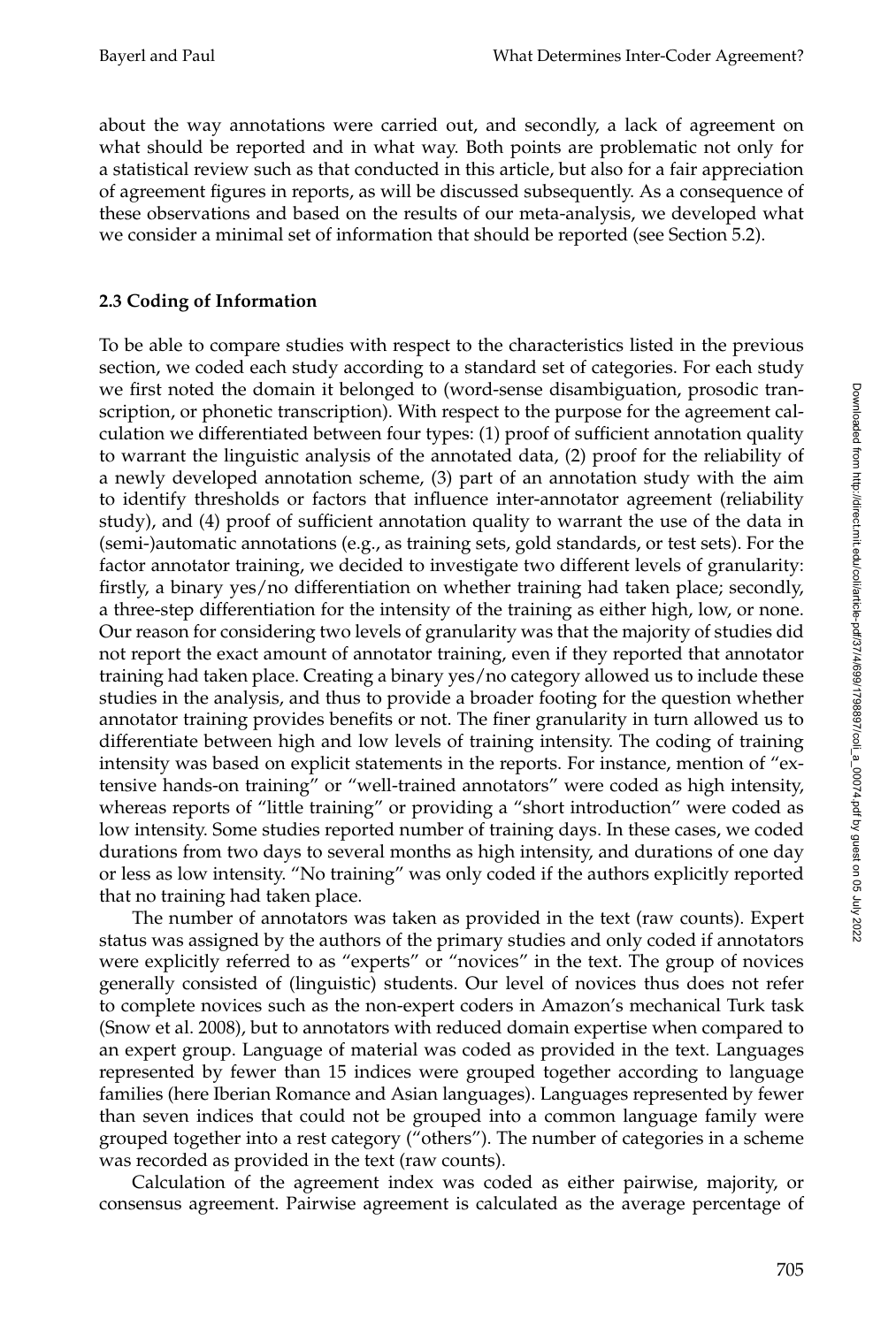about the way annotations were carried out, and secondly, a lack of agreement on what should be reported and in what way. Both points are problematic not only for a statistical review such as that conducted in this article, but also for a fair appreciation of agreement figures in reports, as will be discussed subsequently. As a consequence of these observations and based on the results of our meta-analysis, we developed what we consider a minimal set of information that should be reported (see Section 5.2).

### 2.3 Coding of Information

To be able to compare studies with respect to the characteristics listed in the previous section, we coded each study according to a standard set of categories. For each study we first noted the domain it belonged to (word-sense disambiguation, prosodic transcription, or phonetic transcription). With respect to the purpose for the agreement calculation we differentiated between four types: (1) proof of sufficient annotation quality to warrant the linguistic analysis of the annotated data, (2) proof for the reliability of a newly developed annotation scheme, (3) part of an annotation study with the aim to identify thresholds or factors that influence inter-annotator agreement (reliability study), and (4) proof of sufficient annotation quality to warrant the use of the data in (semi-)automatic annotations (e.g., as training sets, gold standards, or test sets). For the factor annotator training, we decided to investigate two different levels of granularity: firstly, a binary yes/no differentiation on whether training had taken place; secondly, a three-step differentiation for the intensity of the training as either high, low, or none. Our reason for considering two levels of granularity was that the majority of studies did not report the exact amount of annotator training, even if they reported that annotator training had taken place. Creating a binary yes/no category allowed us to include these studies in the analysis, and thus to provide a broader footing for the question whether annotator training provides benefits or not. The finer granularity in turn allowed us to differentiate between high and low levels of training intensity. The coding of training intensity was based on explicit statements in the reports. For instance, mention of "extensive hands-on training" or "well-trained annotators" were coded as high intensity, whereas reports of "little training" or providing a "short introduction" were coded as low intensity. Some studies reported number of training days. In these cases, we coded durations from two days to several months as high intensity, and durations of one day or less as low intensity. "No training" was only coded if the authors explicitly reported that no training had taken place.

The number of annotators was taken as provided in the text (raw counts). Expert status was assigned by the authors of the primary studies and only coded if annotators were explicitly referred to as "experts" or "novices" in the text. The group of novices generally consisted of (linguistic) students. Our level of novices thus does not refer to complete novices such as the non-expert coders in Amazon's mechanical Turk task (Snow et al. 2008), but to annotators with reduced domain expertise when compared to an expert group. Language of material was coded as provided in the text. Languages represented by fewer than 15 indices were grouped together according to language families (here Iberian Romance and Asian languages). Languages represented by fewer than seven indices that could not be grouped into a common language family were grouped together into a rest category ("others"). The number of categories in a scheme was recorded as provided in the text (raw counts).

Calculation of the agreement index was coded as either pairwise, majority, or consensus agreement. Pairwise agreement is calculated as the average percentage of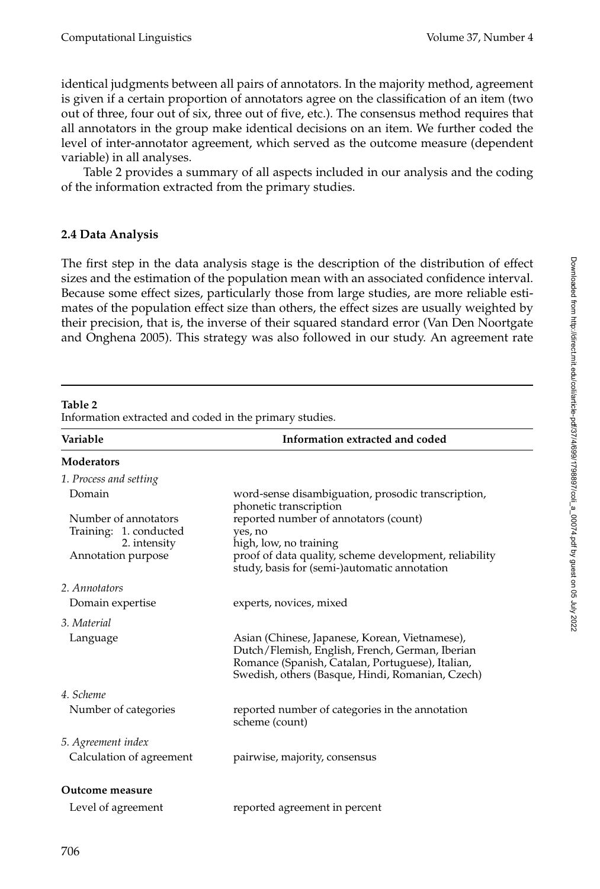identical judgments between all pairs of annotators. In the majority method, agreement is given if a certain proportion of annotators agree on the classification of an item (two out of three, four out of six, three out of five, etc.). The consensus method requires that all annotators in the group make identical decisions on an item. We further coded the level of inter-annotator agreement, which served as the outcome measure (dependent variable) in all analyses.

Table 2 provides a summary of all aspects included in our analysis and the coding of the information extracted from the primary studies.

### 2.4 Data Analysis

The first step in the data analysis stage is the description of the distribution of effect sizes and the estimation of the population mean with an associated confidence interval. Because some effect sizes, particularly those from large studies, are more reliable estimates of the population effect size than others, the effect sizes are usually weighted by their precision, that is, the inverse of their squared standard error (Van Den Noortgate and Onghena 2005). This strategy was also followed in our study. An agreement rate

**Table 2**
Information extracted and coded in the primary studies.

| Variable | Information extracted and coded |
|---|---|
| **Moderators** | |
| *1. Process and setting* | |
| Domain | word-sense disambiguation, prosodic transcription, phonetic transcription |
| Number of annotators | reported number of annotators (count) |
| Training: 1. conducted | yes, no |
| 2. intensity | high, low, no training |
| Annotation purpose | proof of data quality, scheme development, reliability study, basis for (semi-)automatic annotation |
| *2. Annotators* | |
| Domain expertise | experts, novices, mixed |
| *3. Material* | |
| Language | Asian (Chinese, Japanese, Korean, Vietnamese), Dutch/Flemish, English, French, German, Iberian Romance (Spanish, Catalan, Portuguese), Italian, Swedish, others (Basque, Hindi, Romanian, Czech) |
| *4. Scheme* | |
| Number of categories | reported number of categories in the annotation scheme (count) |
| *5. Agreement index* | |
| Calculation of agreement | pairwise, majority, consensus |
| **Outcome measure** | |
| Level of agreement | reported agreement in percent |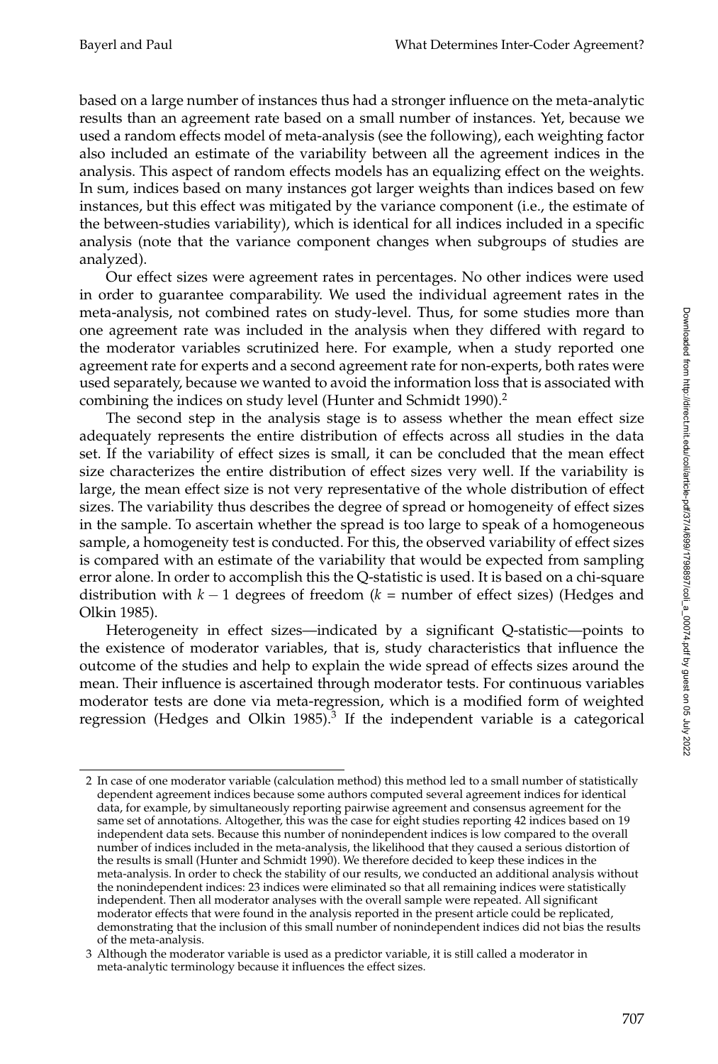based on a large number of instances thus had a stronger influence on the meta-analytic results than an agreement rate based on a small number of instances. Yet, because we used a random effects model of meta-analysis (see the following), each weighting factor also included an estimate of the variability between all the agreement indices in the analysis. This aspect of random effects models has an equalizing effect on the weights. In sum, indices based on many instances got larger weights than indices based on few instances, but this effect was mitigated by the variance component (i.e., the estimate of the between-studies variability), which is identical for all indices included in a specific analysis (note that the variance component changes when subgroups of studies are analyzed).

Our effect sizes were agreement rates in percentages. No other indices were used in order to guarantee comparability. We used the individual agreement rates in the meta-analysis, not combined rates on study-level. Thus, for some studies more than one agreement rate was included in the analysis when they differed with regard to the moderator variables scrutinized here. For example, when a study reported one agreement rate for experts and a second agreement rate for non-experts, both rates were used separately, because we wanted to avoid the information loss that is associated with combining the indices on study level (Hunter and Schmidt 1990).[2]

The second step in the analysis stage is to assess whether the mean effect size adequately represents the entire distribution of effects across all studies in the data set. If the variability of effect sizes is small, it can be concluded that the mean effect size characterizes the entire distribution of effect sizes very well. If the variability is large, the mean effect size is not very representative of the whole distribution of effect sizes. The variability thus describes the degree of spread or homogeneity of effect sizes in the sample. To ascertain whether the spread is too large to speak of a homogeneous sample, a homogeneity test is conducted. For this, the observed variability of effect sizes is compared with an estimate of the variability that would be expected from sampling error alone. In order to accomplish this the Q-statistic is used. It is based on a chi-square distribution with $k-1$ degrees of freedom ($k$ = number of effect sizes) (Hedges and Olkin 1985).

Heterogeneity in effect sizes—indicated by a significant Q-statistic—points to the existence of moderator variables, that is, study characteristics that influence the outcome of the studies and help to explain the wide spread of effects sizes around the mean. Their influence is ascertained through moderator tests. For continuous variables moderator tests are done via meta-regression, which is a modified form of weighted regression (Hedges and Olkin 1985).[3] If the independent variable is a categorical

---

2 In case of one moderator variable (calculation method) this method led to a small number of statistically dependent agreement indices because some authors computed several agreement indices for identical data, for example, by simultaneously reporting pairwise agreement and consensus agreement for the same set of annotations. Altogether, this was the case for eight studies reporting 42 indices based on 19 independent data sets. Because this number of nonindependent indices is low compared to the overall number of indices included in the meta-analysis, the likelihood that they caused a serious distortion of the results is small (Hunter and Schmidt 1990). We therefore decided to keep these indices in the meta-analysis. In order to check the stability of our results, we conducted an additional analysis without the nonindependent indices: 23 indices were eliminated so that all remaining indices were statistically independent. Then all moderator analyses with the overall sample were repeated. All significant moderator effects that were found in the analysis reported in the present article could be replicated, demonstrating that the inclusion of this small number of nonindependent indices did not bias the results of the meta-analysis.

3 Although the moderator variable is used as a predictor variable, it is still called a moderator in meta-analytic terminology because it influences the effect sizes.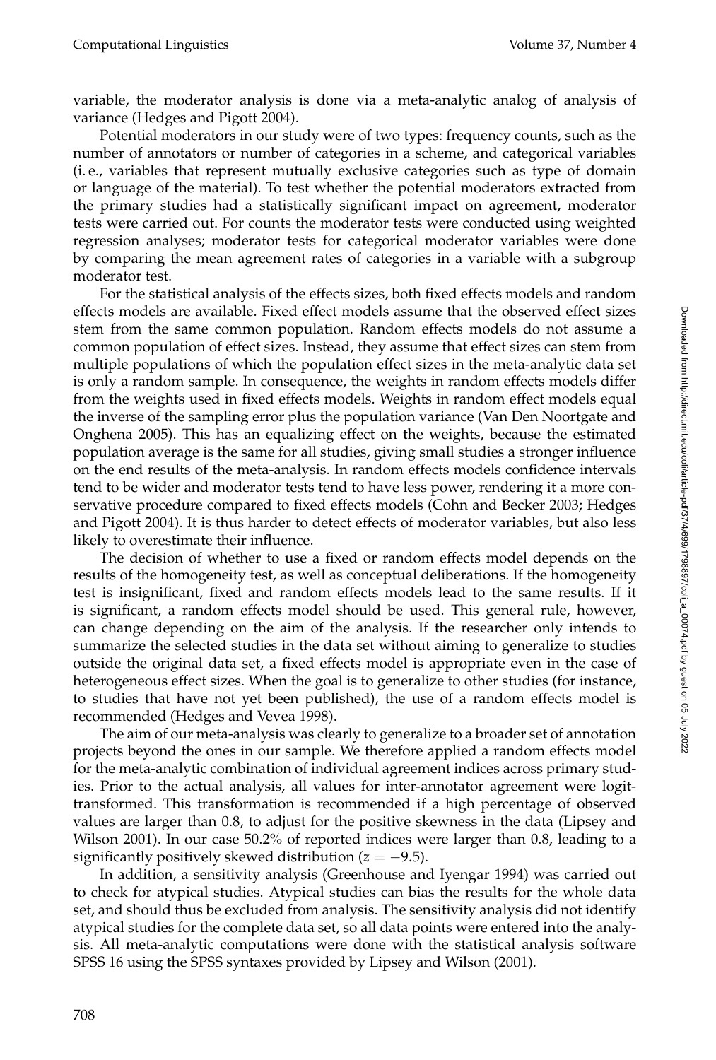variable, the moderator analysis is done via a meta-analytic analog of analysis of variance (Hedges and Pigott 2004).

Potential moderators in our study were of two types: frequency counts, such as the number of annotators or number of categories in a scheme, and categorical variables (i. e., variables that represent mutually exclusive categories such as type of domain or language of the material). To test whether the potential moderators extracted from the primary studies had a statistically significant impact on agreement, moderator tests were carried out. For counts the moderator tests were conducted using weighted regression analyses; moderator tests for categorical moderator variables were done by comparing the mean agreement rates of categories in a variable with a subgroup moderator test.

For the statistical analysis of the effects sizes, both fixed effects models and random effects models are available. Fixed effect models assume that the observed effect sizes stem from the same common population. Random effects models do not assume a common population of effect sizes. Instead, they assume that effect sizes can stem from multiple populations of which the population effect sizes in the meta-analytic data set is only a random sample. In consequence, the weights in random effects models differ from the weights used in fixed effects models. Weights in random effect models equal the inverse of the sampling error plus the population variance (Van Den Noortgate and Onghena 2005). This has an equalizing effect on the weights, because the estimated population average is the same for all studies, giving small studies a stronger influence on the end results of the meta-analysis. In random effects models confidence intervals tend to be wider and moderator tests tend to have less power, rendering it a more conservative procedure compared to fixed effects models (Cohn and Becker 2003; Hedges and Pigott 2004). It is thus harder to detect effects of moderator variables, but also less likely to overestimate their influence.

The decision of whether to use a fixed or random effects model depends on the results of the homogeneity test, as well as conceptual deliberations. If the homogeneity test is insignificant, fixed and random effects models lead to the same results. If it is significant, a random effects model should be used. This general rule, however, can change depending on the aim of the analysis. If the researcher only intends to summarize the selected studies in the data set without aiming to generalize to studies outside the original data set, a fixed effects model is appropriate even in the case of heterogeneous effect sizes. When the goal is to generalize to other studies (for instance, to studies that have not yet been published), the use of a random effects model is recommended (Hedges and Vevea 1998).

The aim of our meta-analysis was clearly to generalize to a broader set of annotation projects beyond the ones in our sample. We therefore applied a random effects model for the meta-analytic combination of individual agreement indices across primary studies. Prior to the actual analysis, all values for inter-annotator agreement were logit-transformed. This transformation is recommended if a high percentage of observed values are larger than 0.8, to adjust for the positive skewness in the data (Lipsey and Wilson 2001). In our case 50.2% of reported indices were larger than 0.8, leading to a significantly positively skewed distribution ($z = -9.5$).

In addition, a sensitivity analysis (Greenhouse and Iyengar 1994) was carried out to check for atypical studies. Atypical studies can bias the results for the whole data set, and should thus be excluded from analysis. The sensitivity analysis did not identify atypical studies for the complete data set, so all data points were entered into the analysis. All meta-analytic computations were done with the statistical analysis software SPSS 16 using the SPSS syntaxes provided by Lipsey and Wilson (2001).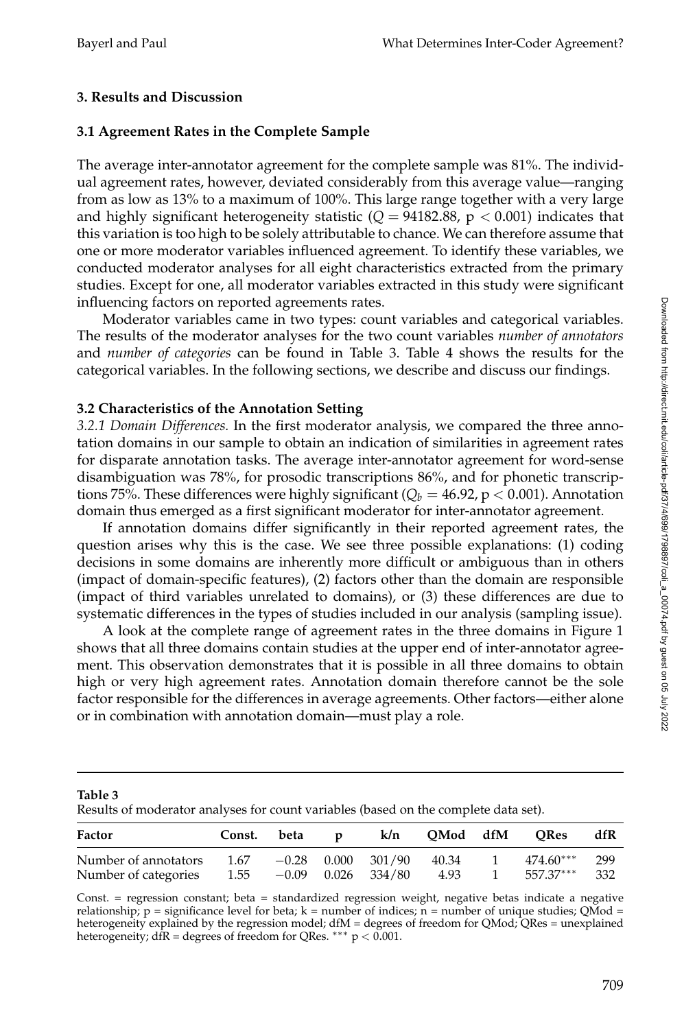## 3. Results and Discussion

### 3.1 Agreement Rates in the Complete Sample

The average inter-annotator agreement for the complete sample was 81%. The individual agreement rates, however, deviated considerably from this average value—ranging from as low as 13% to a maximum of 100%. This large range together with a very large and highly significant heterogeneity statistic ($Q = 94182.88$, $p < 0.001$) indicates that this variation is too high to be solely attributable to chance. We can therefore assume that one or more moderator variables influenced agreement. To identify these variables, we conducted moderator analyses for all eight characteristics extracted from the primary studies. Except for one, all moderator variables extracted in this study were significant influencing factors on reported agreements rates.

Moderator variables came in two types: count variables and categorical variables. The results of the moderator analyses for the two count variables *number of annotators* and *number of categories* can be found in Table 3. Table 4 shows the results for the categorical variables. In the following sections, we describe and discuss our findings.

### 3.2 Characteristics of the Annotation Setting

*3.2.1 Domain Differences.* In the first moderator analysis, we compared the three annotation domains in our sample to obtain an indication of similarities in agreement rates for disparate annotation tasks. The average inter-annotator agreement for word-sense disambiguation was 78%, for prosodic transcriptions 86%, and for phonetic transcriptions 75%. These differences were highly significant ($Q_b = 46.92$, $p < 0.001$). Annotation domain thus emerged as a first significant moderator for inter-annotator agreement.

If annotation domains differ significantly in their reported agreement rates, the question arises why this is the case. We see three possible explanations: (1) coding decisions in some domains are inherently more difficult or ambiguous than in others (impact of domain-specific features), (2) factors other than the domain are responsible (impact of third variables unrelated to domains), or (3) these differences are due to systematic differences in the types of studies included in our analysis (sampling issue).

A look at the complete range of agreement rates in the three domains in Figure 1 shows that all three domains contain studies at the upper end of inter-annotator agreement. This observation demonstrates that it is possible in all three domains to obtain high or very high agreement rates. Annotation domain therefore cannot be the sole factor responsible for the differences in average agreements. Other factors—either alone or in combination with annotation domain—must play a role.

**Table 3**
Results of moderator analyses for count variables (based on the complete data set).

| Factor | Const. | beta | p | k/n | QMod | dfM | QRes | dfR |
|---|---|---|---|---|---|---|---|---|
| Number of annotators | 1.67 | −0.28 | 0.000 | 301/90 | 40.34 | 1 | 474.60*** | 299 |
| Number of categories | 1.55 | −0.09 | 0.026 | 334/80 | 4.93 | 1 | 557.37*** | 332 |

Const. = regression constant; beta = standardized regression weight, negative betas indicate a negative relationship; p = significance level for beta; k = number of indices; n = number of unique studies; QMod = heterogeneity explained by the regression model; dfM = degrees of freedom for QMod; QRes = unexplained heterogeneity; dfR = degrees of freedom for QRes. *** $p < 0.001$.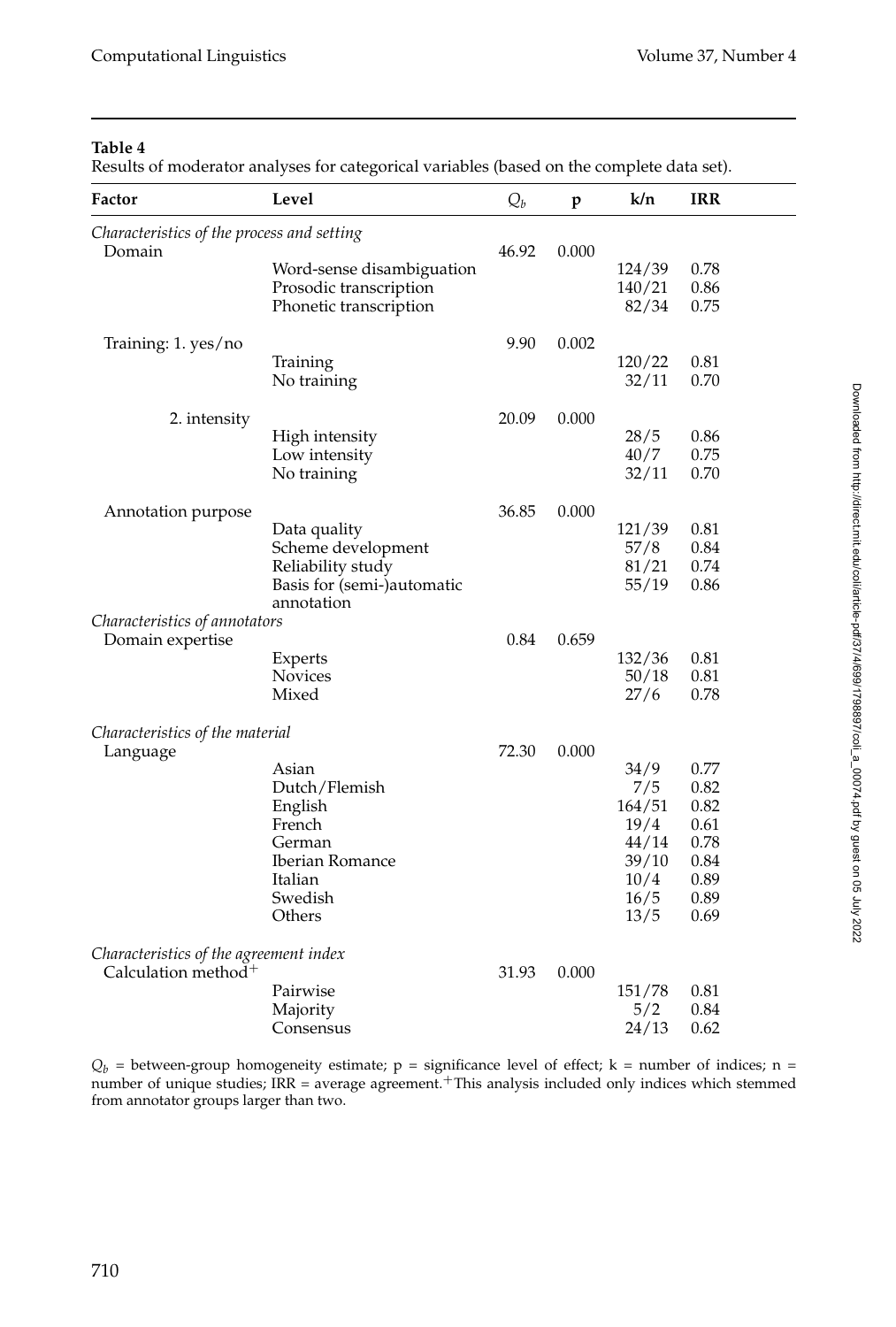**Table 4**

Results of moderator analyses for categorical variables (based on the complete data set).

| Factor | Level | $Q_b$ | p | k/n | IRR |
|---|---|---|---|---|---|
| *Characteristics of the process and setting* | | | | | |
| Domain | | 46.92 | 0.000 | | |
| | Word-sense disambiguation | | | 124/39 | 0.78 |
| | Prosodic transcription | | | 140/21 | 0.86 |
| | Phonetic transcription | | | 82/34 | 0.75 |
| Training: 1. yes/no | | 9.90 | 0.002 | | |
| | Training | | | 120/22 | 0.81 |
| | No training | | | 32/11 | 0.70 |
| 2. intensity | | 20.09 | 0.000 | | |
| | High intensity | | | 28/5 | 0.86 |
| | Low intensity | | | 40/7 | 0.75 |
| | No training | | | 32/11 | 0.70 |
| Annotation purpose | | 36.85 | 0.000 | | |
| | Data quality | | | 121/39 | 0.81 |
| | Scheme development | | | 57/8 | 0.84 |
| | Reliability study | | | 81/21 | 0.74 |
| | Basis for (semi-)automatic annotation | | | 55/19 | 0.86 |
| *Characteristics of annotators* | | | | | |
| Domain expertise | | 0.84 | 0.659 | | |
| | Experts | | | 132/36 | 0.81 |
| | Novices | | | 50/18 | 0.81 |
| | Mixed | | | 27/6 | 0.78 |
| *Characteristics of the material* | | | | | |
| Language | | 72.30 | 0.000 | | |
| | Asian | | | 34/9 | 0.77 |
| | Dutch/Flemish | | | 7/5 | 0.82 |
| | English | | | 164/51 | 0.82 |
| | French | | | 19/4 | 0.61 |
| | German | | | 44/14 | 0.78 |
| | Iberian Romance | | | 39/10 | 0.84 |
| | Italian | | | 10/4 | 0.89 |
| | Swedish | | | 16/5 | 0.89 |
| | Others | | | 13/5 | 0.69 |
| *Characteristics of the agreement index* | | | | | |
| Calculation method$^{+}$ | | 31.93 | 0.000 | | |
| | Pairwise | | | 151/78 | 0.81 |
| | Majority | | | 5/2 | 0.84 |
| | Consensus | | | 24/13 | 0.62 |

$Q_b$ = between-group homogeneity estimate; p = significance level of effect; k = number of indices; n = number of unique studies; IRR = average agreement. $^{+}$This analysis included only indices which stemmed from annotator groups larger than two.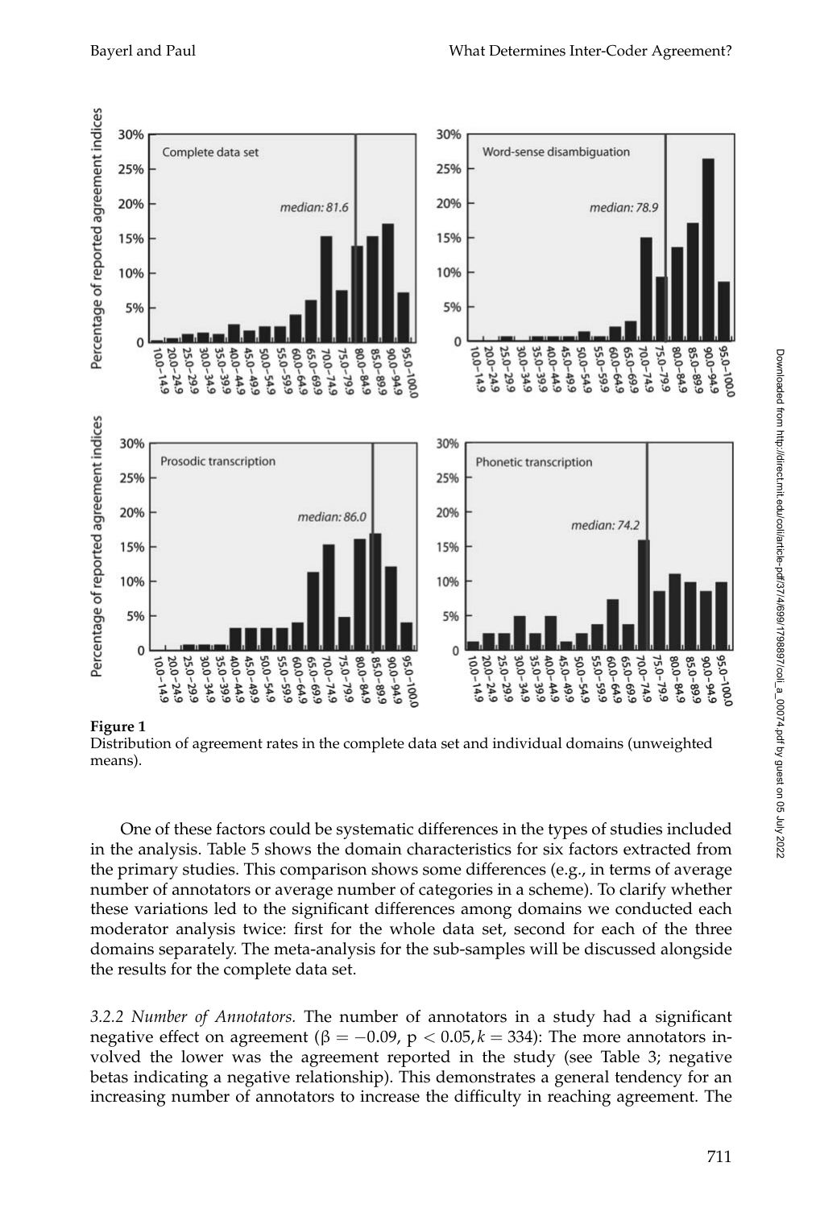**Figure 1**
Distribution of agreement rates in the complete data set and individual domains (unweighted means).

One of these factors could be systematic differences in the types of studies included in the analysis. Table 5 shows the domain characteristics for six factors extracted from the primary studies. This comparison shows some differences (e.g., in terms of average number of annotators or average number of categories in a scheme). To clarify whether these variations led to the significant differences among domains we conducted each moderator analysis twice: first for the whole data set, second for each of the three domains separately. The meta-analysis for the sub-samples will be discussed alongside the results for the complete data set.

*3.2.2 Number of Annotators.* The number of annotators in a study had a significant negative effect on agreement ($\beta = -0.09$, $p < 0.05, k = 334$): The more annotators involved the lower was the agreement reported in the study (see Table 3; negative betas indicating a negative relationship). This demonstrates a general tendency for an increasing number of annotators to increase the difficulty in reaching agreement. The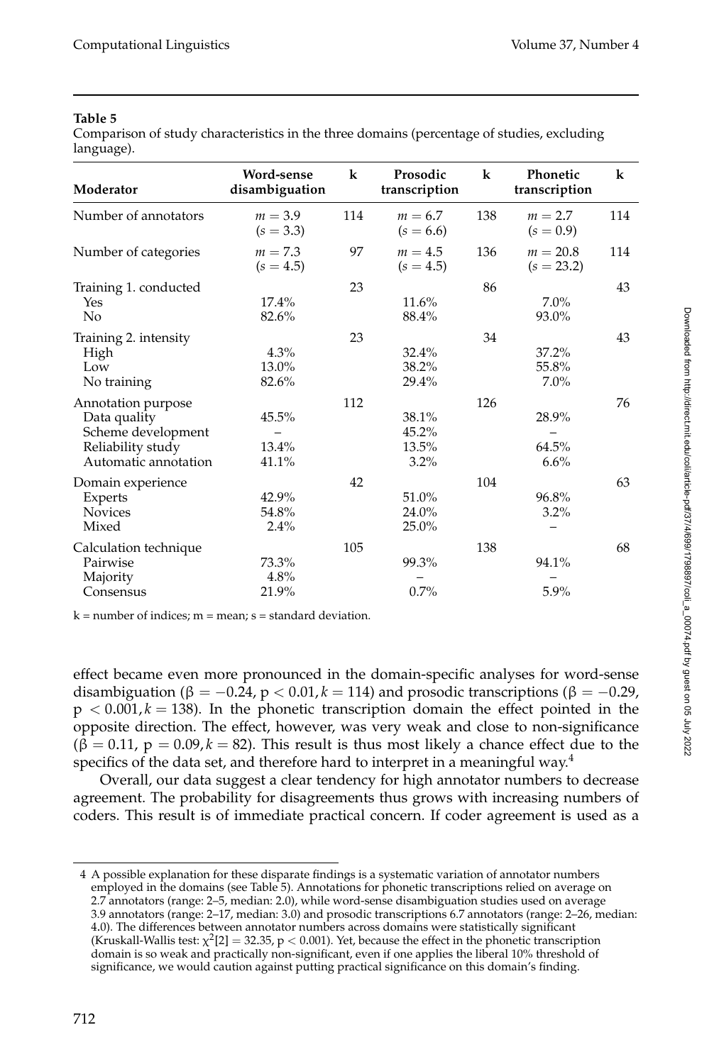**Table 5**

Comparison of study characteristics in the three domains (percentage of studies, excluding language).

| Moderator | Word-sense disambiguation | k | Prosodic transcription | k | Phonetic transcription | k |
|---|---|---|---|---|---|---|
| Number of annotators | $m = 3.9$ ($s = 3.3$) | 114 | $m = 6.7$ ($s = 6.6$) | 138 | $m = 2.7$ ($s = 0.9$) | 114 |
| Number of categories | $m = 7.3$ ($s = 4.5$) | 97 | $m = 4.5$ ($s = 4.5$) | 136 | $m = 20.8$ ($s = 23.2$) | 114 |
| Training 1. conducted | | 23 | | 86 | | 43 |
| Yes | 17.4% | | 11.6% | | 7.0% | |
| No | 82.6% | | 88.4% | | 93.0% | |
| Training 2. intensity | | 23 | | 34 | | 43 |
| High | 4.3% | | 32.4% | | 37.2% | |
| Low | 13.0% | | 38.2% | | 55.8% | |
| No training | 82.6% | | 29.4% | | 7.0% | |
| Annotation purpose | | 112 | | 126 | | 76 |
| Data quality | 45.5% | | 38.1% | | 28.9% | |
| Scheme development | – | | 45.2% | | – | |
| Reliability study | 13.4% | | 13.5% | | 64.5% | |
| Automatic annotation | 41.1% | | 3.2% | | 6.6% | |
| Domain experience | | 42 | | 104 | | 63 |
| Experts | 42.9% | | 51.0% | | 96.8% | |
| Novices | 54.8% | | 24.0% | | 3.2% | |
| Mixed | 2.4% | | 25.0% | | – | |
| Calculation technique | | 105 | | 138 | | 68 |
| Pairwise | 73.3% | | 99.3% | | 94.1% | |
| Majority | 4.8% | | – | | – | |
| Consensus | 21.9% | | 0.7% | | 5.9% | |

k = number of indices; m = mean; s = standard deviation.

effect became even more pronounced in the domain-specific analyses for word-sense disambiguation ($\beta = -0.24$, $p < 0.01, k = 114$) and prosodic transcriptions ($\beta = -0.29$, $p < 0.001, k = 138$). In the phonetic transcription domain the effect pointed in the opposite direction. The effect, however, was very weak and close to non-significance ($\beta = 0.11$, $p = 0.09, k = 82$). This result is thus most likely a chance effect due to the specifics of the data set, and therefore hard to interpret in a meaningful way.[4]

Overall, our data suggest a clear tendency for high annotator numbers to decrease agreement. The probability for disagreements thus grows with increasing numbers of coders. This result is of immediate practical concern. If coder agreement is used as a

[4] A possible explanation for these disparate findings is a systematic variation of annotator numbers employed in the domains (see Table 5). Annotations for phonetic transcriptions relied on average on 2.7 annotators (range: 2–5, median: 2.0), while word-sense disambiguation studies used on average 3.9 annotators (range: 2–17, median: 3.0) and prosodic transcriptions 6.7 annotators (range: 2–26, median: 4.0). The differences between annotator numbers across domains were statistically significant (Kruskall-Wallis test: $\chi^2[2] = 32.35$, $p < 0.001$). Yet, because the effect in the phonetic transcription domain is so weak and practically non-significant, even if one applies the liberal 10% threshold of significance, we would caution against putting practical significance on this domain's finding.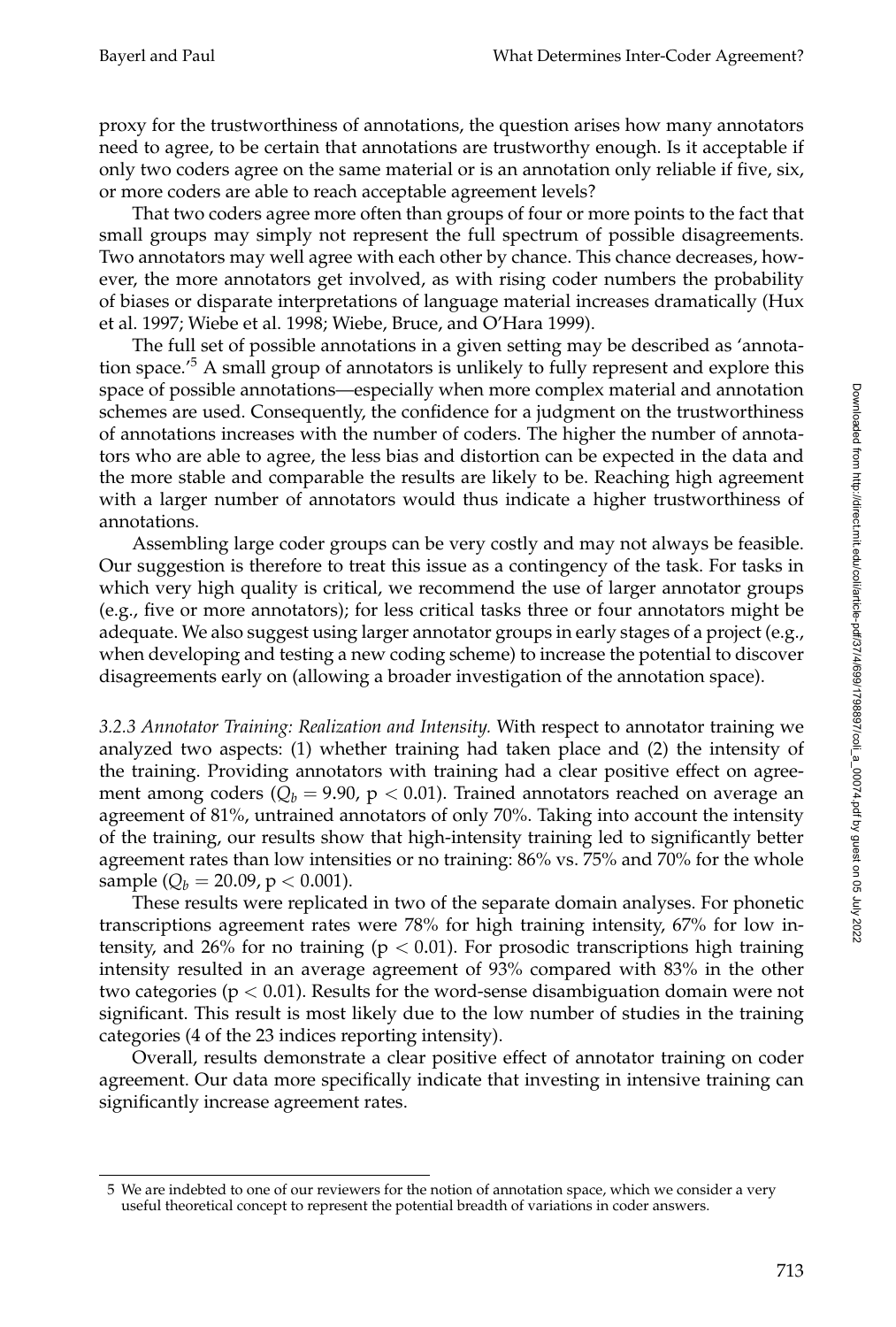proxy for the trustworthiness of annotations, the question arises how many annotators need to agree, to be certain that annotations are trustworthy enough. Is it acceptable if only two coders agree on the same material or is an annotation only reliable if five, six, or more coders are able to reach acceptable agreement levels?

That two coders agree more often than groups of four or more points to the fact that small groups may simply not represent the full spectrum of possible disagreements. Two annotators may well agree with each other by chance. This chance decreases, however, the more annotators get involved, as with rising coder numbers the probability of biases or disparate interpretations of language material increases dramatically (Hux et al. 1997; Wiebe et al. 1998; Wiebe, Bruce, and O'Hara 1999).

The full set of possible annotations in a given setting may be described as 'annotation space.'[5] A small group of annotators is unlikely to fully represent and explore this space of possible annotations—especially when more complex material and annotation schemes are used. Consequently, the confidence for a judgment on the trustworthiness of annotations increases with the number of coders. The higher the number of annotators who are able to agree, the less bias and distortion can be expected in the data and the more stable and comparable the results are likely to be. Reaching high agreement with a larger number of annotators would thus indicate a higher trustworthiness of annotations.

Assembling large coder groups can be very costly and may not always be feasible. Our suggestion is therefore to treat this issue as a contingency of the task. For tasks in which very high quality is critical, we recommend the use of larger annotator groups (e.g., five or more annotators); for less critical tasks three or four annotators might be adequate. We also suggest using larger annotator groups in early stages of a project (e.g., when developing and testing a new coding scheme) to increase the potential to discover disagreements early on (allowing a broader investigation of the annotation space).

*3.2.3 Annotator Training: Realization and Intensity.* With respect to annotator training we analyzed two aspects: (1) whether training had taken place and (2) the intensity of the training. Providing annotators with training had a clear positive effect on agreement among coders ($Q_b = 9.90$, $p < 0.01$). Trained annotators reached on average an agreement of 81%, untrained annotators of only 70%. Taking into account the intensity of the training, our results show that high-intensity training led to significantly better agreement rates than low intensities or no training: 86% vs. 75% and 70% for the whole sample ($Q_b = 20.09$, $p < 0.001$).

These results were replicated in two of the separate domain analyses. For phonetic transcriptions agreement rates were 78% for high training intensity, 67% for low intensity, and 26% for no training ($p < 0.01$). For prosodic transcriptions high training intensity resulted in an average agreement of 93% compared with 83% in the other two categories ($p < 0.01$). Results for the word-sense disambiguation domain were not significant. This result is most likely due to the low number of studies in the training categories (4 of the 23 indices reporting intensity).

Overall, results demonstrate a clear positive effect of annotator training on coder agreement. Our data more specifically indicate that investing in intensive training can significantly increase agreement rates.

[5] We are indebted to one of our reviewers for the notion of annotation space, which we consider a very useful theoretical concept to represent the potential breadth of variations in coder answers.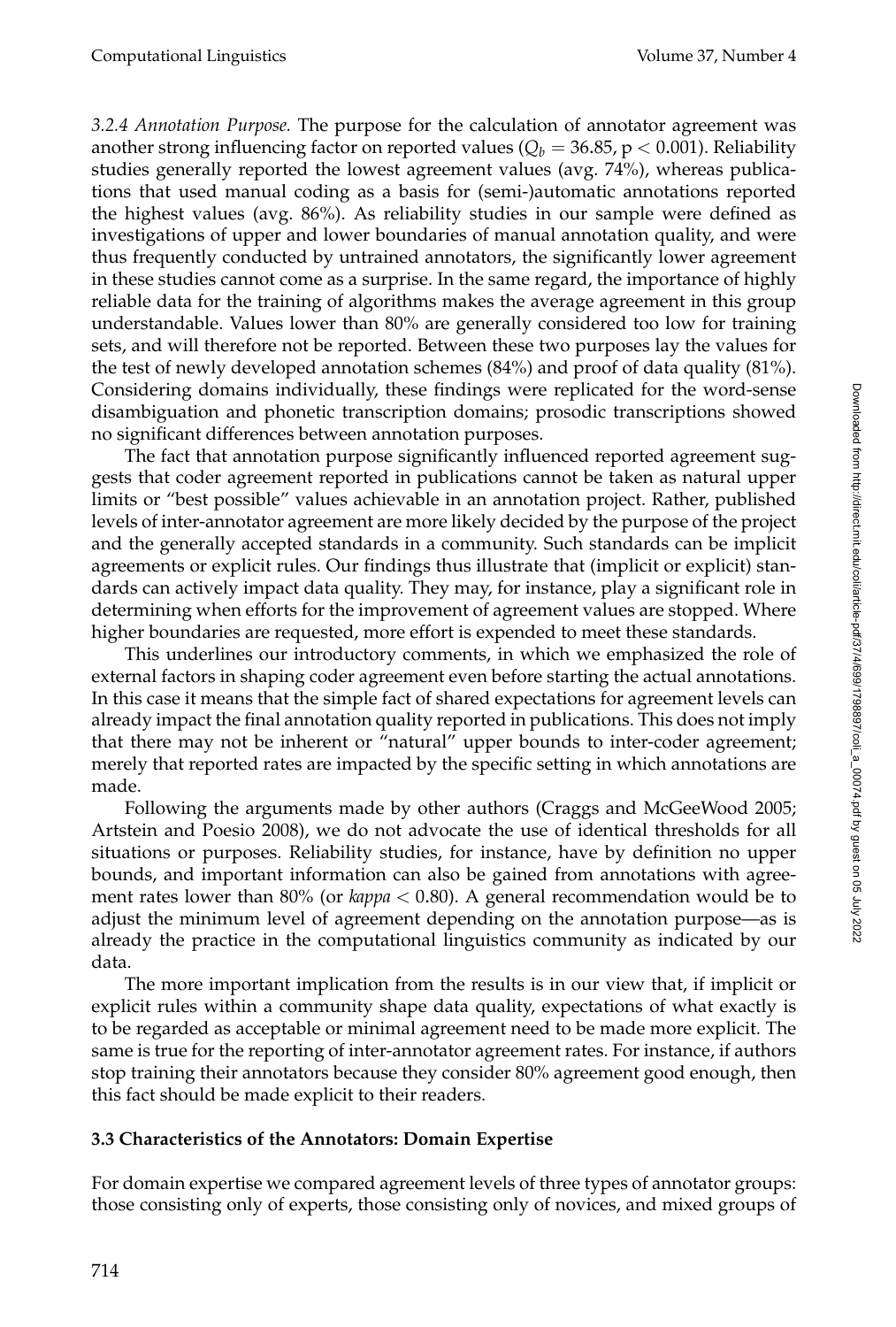*3.2.4 Annotation Purpose.* The purpose for the calculation of annotator agreement was another strong influencing factor on reported values ($Q_b = 36.85$, $p < 0.001$). Reliability studies generally reported the lowest agreement values (avg. 74%), whereas publications that used manual coding as a basis for (semi-)automatic annotations reported the highest values (avg. 86%). As reliability studies in our sample were defined as investigations of upper and lower boundaries of manual annotation quality, and were thus frequently conducted by untrained annotators, the significantly lower agreement in these studies cannot come as a surprise. In the same regard, the importance of highly reliable data for the training of algorithms makes the average agreement in this group understandable. Values lower than 80% are generally considered too low for training sets, and will therefore not be reported. Between these two purposes lay the values for the test of newly developed annotation schemes (84%) and proof of data quality (81%). Considering domains individually, these findings were replicated for the word-sense disambiguation and phonetic transcription domains; prosodic transcriptions showed no significant differences between annotation purposes.

The fact that annotation purpose significantly influenced reported agreement suggests that coder agreement reported in publications cannot be taken as natural upper limits or "best possible" values achievable in an annotation project. Rather, published levels of inter-annotator agreement are more likely decided by the purpose of the project and the generally accepted standards in a community. Such standards can be implicit agreements or explicit rules. Our findings thus illustrate that (implicit or explicit) standards can actively impact data quality. They may, for instance, play a significant role in determining when efforts for the improvement of agreement values are stopped. Where higher boundaries are requested, more effort is expended to meet these standards.

This underlines our introductory comments, in which we emphasized the role of external factors in shaping coder agreement even before starting the actual annotations. In this case it means that the simple fact of shared expectations for agreement levels can already impact the final annotation quality reported in publications. This does not imply that there may not be inherent or "natural" upper bounds to inter-coder agreement; merely that reported rates are impacted by the specific setting in which annotations are made.

Following the arguments made by other authors (Craggs and McGeeWood 2005; Artstein and Poesio 2008), we do not advocate the use of identical thresholds for all situations or purposes. Reliability studies, for instance, have by definition no upper bounds, and important information can also be gained from annotations with agreement rates lower than 80% (or *kappa* $< 0.80$). A general recommendation would be to adjust the minimum level of agreement depending on the annotation purpose—as is already the practice in the computational linguistics community as indicated by our data.

The more important implication from the results is in our view that, if implicit or explicit rules within a community shape data quality, expectations of what exactly is to be regarded as acceptable or minimal agreement need to be made more explicit. The same is true for the reporting of inter-annotator agreement rates. For instance, if authors stop training their annotators because they consider 80% agreement good enough, then this fact should be made explicit to their readers.

### 3.3 Characteristics of the Annotators: Domain Expertise

For domain expertise we compared agreement levels of three types of annotator groups: those consisting only of experts, those consisting only of novices, and mixed groups of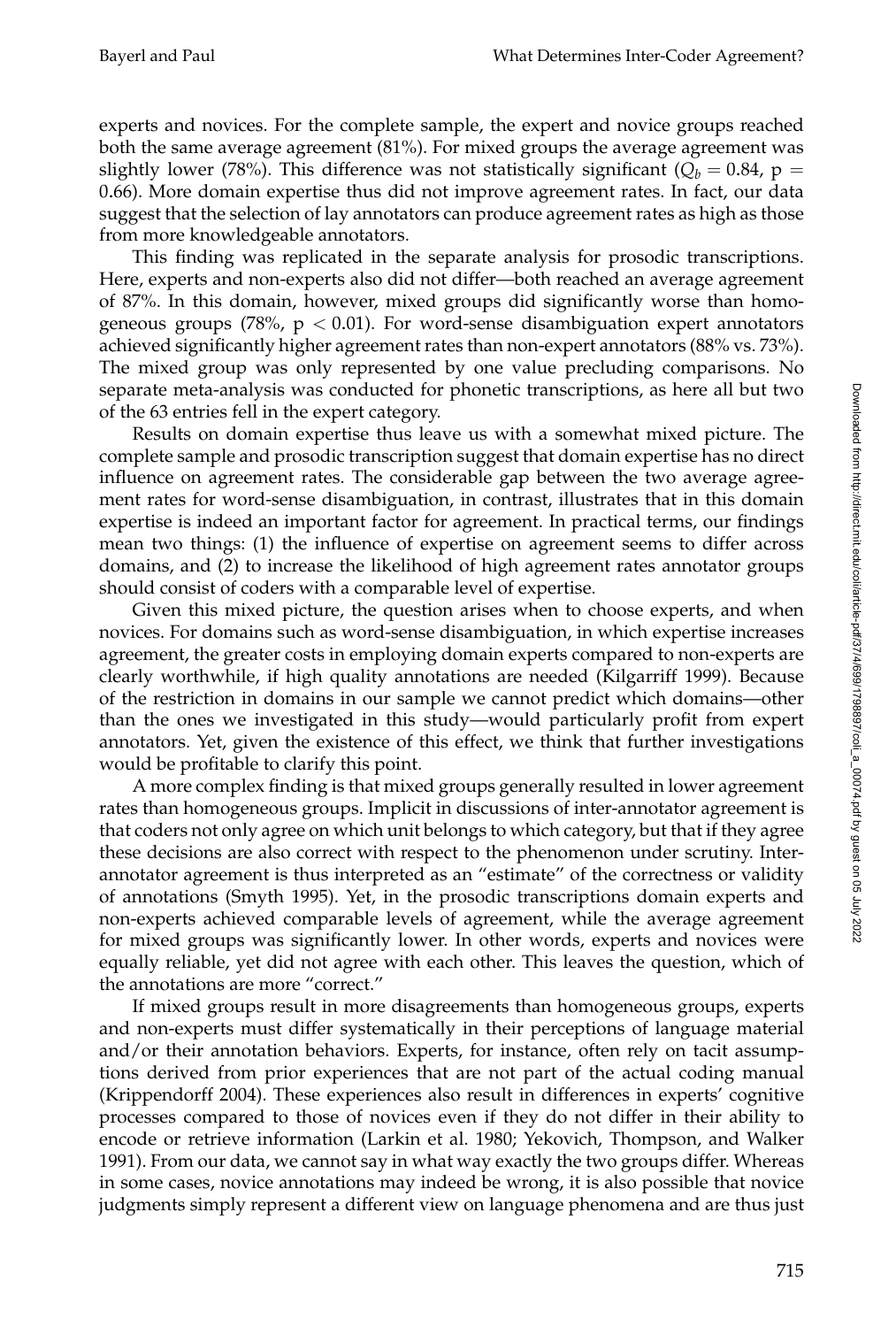experts and novices. For the complete sample, the expert and novice groups reached both the same average agreement (81%). For mixed groups the average agreement was slightly lower (78%). This difference was not statistically significant ($Q_b = 0.84$, $p = 0.66$). More domain expertise thus did not improve agreement rates. In fact, our data suggest that the selection of lay annotators can produce agreement rates as high as those from more knowledgeable annotators.

This finding was replicated in the separate analysis for prosodic transcriptions. Here, experts and non-experts also did not differ—both reached an average agreement of 87%. In this domain, however, mixed groups did significantly worse than homogeneous groups (78%, $p < 0.01$). For word-sense disambiguation expert annotators achieved significantly higher agreement rates than non-expert annotators (88% vs. 73%). The mixed group was only represented by one value precluding comparisons. No separate meta-analysis was conducted for phonetic transcriptions, as here all but two of the 63 entries fell in the expert category.

Results on domain expertise thus leave us with a somewhat mixed picture. The complete sample and prosodic transcription suggest that domain expertise has no direct influence on agreement rates. The considerable gap between the two average agreement rates for word-sense disambiguation, in contrast, illustrates that in this domain expertise is indeed an important factor for agreement. In practical terms, our findings mean two things: (1) the influence of expertise on agreement seems to differ across domains, and (2) to increase the likelihood of high agreement rates annotator groups should consist of coders with a comparable level of expertise.

Given this mixed picture, the question arises when to choose experts, and when novices. For domains such as word-sense disambiguation, in which expertise increases agreement, the greater costs in employing domain experts compared to non-experts are clearly worthwhile, if high quality annotations are needed (Kilgarriff 1999). Because of the restriction in domains in our sample we cannot predict which domains—other than the ones we investigated in this study—would particularly profit from expert annotators. Yet, given the existence of this effect, we think that further investigations would be profitable to clarify this point.

A more complex finding is that mixed groups generally resulted in lower agreement rates than homogeneous groups. Implicit in discussions of inter-annotator agreement is that coders not only agree on which unit belongs to which category, but that if they agree these decisions are also correct with respect to the phenomenon under scrutiny. Inter-annotator agreement is thus interpreted as an "estimate" of the correctness or validity of annotations (Smyth 1995). Yet, in the prosodic transcriptions domain experts and non-experts achieved comparable levels of agreement, while the average agreement for mixed groups was significantly lower. In other words, experts and novices were equally reliable, yet did not agree with each other. This leaves the question, which of the annotations are more "correct."

If mixed groups result in more disagreements than homogeneous groups, experts and non-experts must differ systematically in their perceptions of language material and/or their annotation behaviors. Experts, for instance, often rely on tacit assumptions derived from prior experiences that are not part of the actual coding manual (Krippendorff 2004). These experiences also result in differences in experts' cognitive processes compared to those of novices even if they do not differ in their ability to encode or retrieve information (Larkin et al. 1980; Yekovich, Thompson, and Walker 1991). From our data, we cannot say in what way exactly the two groups differ. Whereas in some cases, novice annotations may indeed be wrong, it is also possible that novice judgments simply represent a different view on language phenomena and are thus just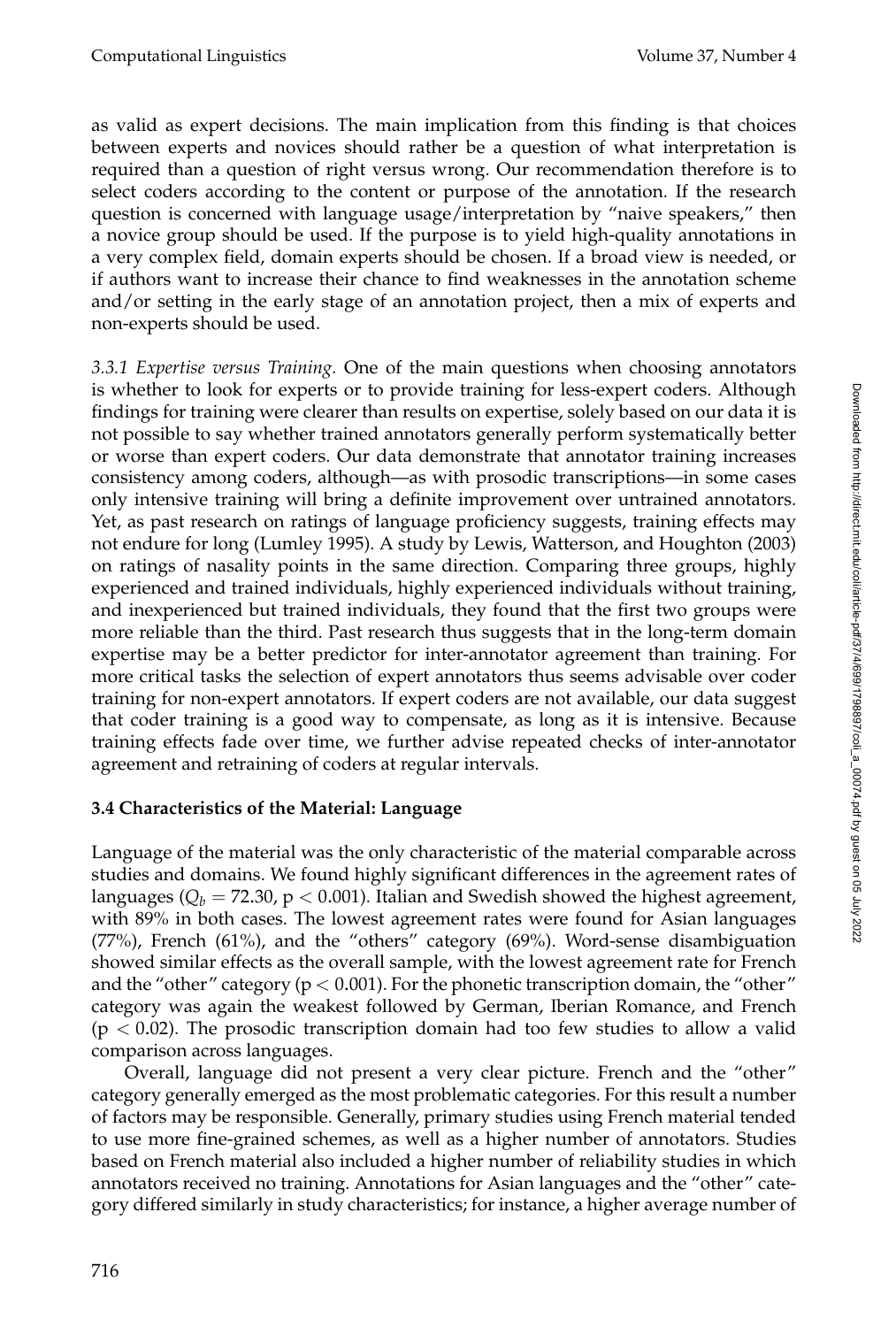as valid as expert decisions. The main implication from this finding is that choices between experts and novices should rather be a question of what interpretation is required than a question of right versus wrong. Our recommendation therefore is to select coders according to the content or purpose of the annotation. If the research question is concerned with language usage/interpretation by "naive speakers," then a novice group should be used. If the purpose is to yield high-quality annotations in a very complex field, domain experts should be chosen. If a broad view is needed, or if authors want to increase their chance to find weaknesses in the annotation scheme and/or setting in the early stage of an annotation project, then a mix of experts and non-experts should be used.

*3.3.1 Expertise versus Training.* One of the main questions when choosing annotators is whether to look for experts or to provide training for less-expert coders. Although findings for training were clearer than results on expertise, solely based on our data it is not possible to say whether trained annotators generally perform systematically better or worse than expert coders. Our data demonstrate that annotator training increases consistency among coders, although—as with prosodic transcriptions—in some cases only intensive training will bring a definite improvement over untrained annotators. Yet, as past research on ratings of language proficiency suggests, training effects may not endure for long (Lumley 1995). A study by Lewis, Watterson, and Houghton (2003) on ratings of nasality points in the same direction. Comparing three groups, highly experienced and trained individuals, highly experienced individuals without training, and inexperienced but trained individuals, they found that the first two groups were more reliable than the third. Past research thus suggests that in the long-term domain expertise may be a better predictor for inter-annotator agreement than training. For more critical tasks the selection of expert annotators thus seems advisable over coder training for non-expert annotators. If expert coders are not available, our data suggest that coder training is a good way to compensate, as long as it is intensive. Because training effects fade over time, we further advise repeated checks of inter-annotator agreement and retraining of coders at regular intervals.

### 3.4 Characteristics of the Material: Language

Language of the material was the only characteristic of the material comparable across studies and domains. We found highly significant differences in the agreement rates of languages ($Q_b = 72.30$, $p < 0.001$). Italian and Swedish showed the highest agreement, with 89% in both cases. The lowest agreement rates were found for Asian languages (77%), French (61%), and the "others" category (69%). Word-sense disambiguation showed similar effects as the overall sample, with the lowest agreement rate for French and the "other" category ($p < 0.001$). For the phonetic transcription domain, the "other" category was again the weakest followed by German, Iberian Romance, and French ($p < 0.02$). The prosodic transcription domain had too few studies to allow a valid comparison across languages.

Overall, language did not present a very clear picture. French and the "other" category generally emerged as the most problematic categories. For this result a number of factors may be responsible. Generally, primary studies using French material tended to use more fine-grained schemes, as well as a higher number of annotators. Studies based on French material also included a higher number of reliability studies in which annotators received no training. Annotations for Asian languages and the "other" category differed similarly in study characteristics; for instance, a higher average number of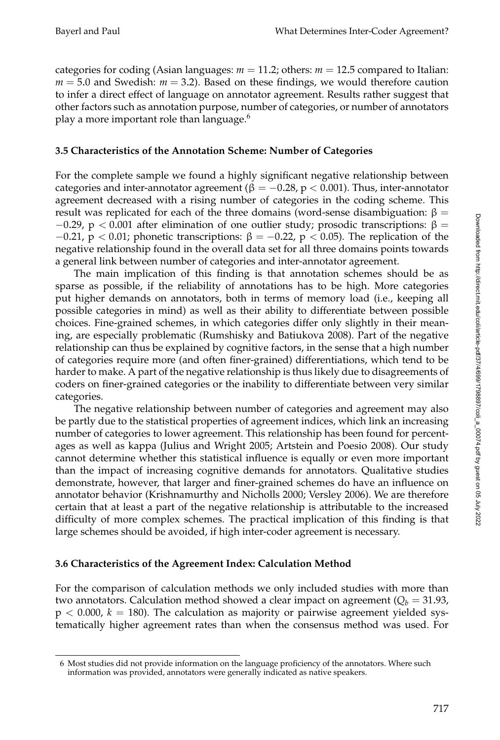categories for coding (Asian languages: $m = 11.2$; others: $m = 12.5$ compared to Italian: $m = 5.0$ and Swedish: $m = 3.2$). Based on these findings, we would therefore caution to infer a direct effect of language on annotator agreement. Results rather suggest that other factors such as annotation purpose, number of categories, or number of annotators play a more important role than language.[6]

### 3.5 Characteristics of the Annotation Scheme: Number of Categories

For the complete sample we found a highly significant negative relationship between categories and inter-annotator agreement ($\beta = -0.28$, $p < 0.001$). Thus, inter-annotator agreement decreased with a rising number of categories in the coding scheme. This result was replicated for each of the three domains (word-sense disambiguation: $\beta = -0.29$, $p < 0.001$ after elimination of one outlier study; prosodic transcriptions: $\beta = -0.21$, $p < 0.01$; phonetic transcriptions: $\beta = -0.22$, $p < 0.05$). The replication of the negative relationship found in the overall data set for all three domains points towards a general link between number of categories and inter-annotator agreement.

The main implication of this finding is that annotation schemes should be as sparse as possible, if the reliability of annotations has to be high. More categories put higher demands on annotators, both in terms of memory load (i.e., keeping all possible categories in mind) as well as their ability to differentiate between possible choices. Fine-grained schemes, in which categories differ only slightly in their meaning, are especially problematic (Rumshisky and Batiukova 2008). Part of the negative relationship can thus be explained by cognitive factors, in the sense that a high number of categories require more (and often finer-grained) differentiations, which tend to be harder to make. A part of the negative relationship is thus likely due to disagreements of coders on finer-grained categories or the inability to differentiate between very similar categories.

The negative relationship between number of categories and agreement may also be partly due to the statistical properties of agreement indices, which link an increasing number of categories to lower agreement. This relationship has been found for percentages as well as kappa (Julius and Wright 2005; Artstein and Poesio 2008). Our study cannot determine whether this statistical influence is equally or even more important than the impact of increasing cognitive demands for annotators. Qualitative studies demonstrate, however, that larger and finer-grained schemes do have an influence on annotator behavior (Krishnamurthy and Nicholls 2000; Versley 2006). We are therefore certain that at least a part of the negative relationship is attributable to the increased difficulty of more complex schemes. The practical implication of this finding is that large schemes should be avoided, if high inter-coder agreement is necessary.

### 3.6 Characteristics of the Agreement Index: Calculation Method

For the comparison of calculation methods we only included studies with more than two annotators. Calculation method showed a clear impact on agreement ($Q_b = 31.93$, $p < 0.000$, $k = 180$). The calculation as majority or pairwise agreement yielded systematically higher agreement rates than when the consensus method was used. For

---

6 Most studies did not provide information on the language proficiency of the annotators. Where such information was provided, annotators were generally indicated as native speakers.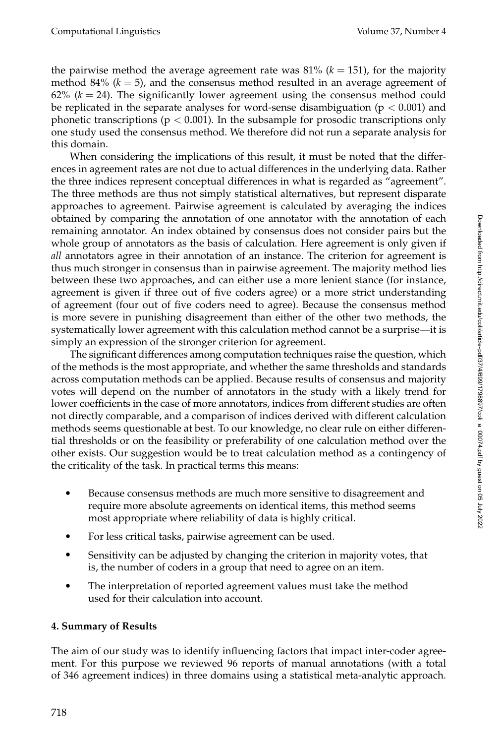the pairwise method the average agreement rate was 81% ($k = 151$), for the majority method 84% ($k = 5$), and the consensus method resulted in an average agreement of 62% ($k = 24$). The significantly lower agreement using the consensus method could be replicated in the separate analyses for word-sense disambiguation ($p < 0.001$) and phonetic transcriptions ($p < 0.001$). In the subsample for prosodic transcriptions only one study used the consensus method. We therefore did not run a separate analysis for this domain.

When considering the implications of this result, it must be noted that the differences in agreement rates are not due to actual differences in the underlying data. Rather the three indices represent conceptual differences in what is regarded as "agreement". The three methods are thus not simply statistical alternatives, but represent disparate approaches to agreement. Pairwise agreement is calculated by averaging the indices obtained by comparing the annotation of one annotator with the annotation of each remaining annotator. An index obtained by consensus does not consider pairs but the whole group of annotators as the basis of calculation. Here agreement is only given if *all* annotators agree in their annotation of an instance. The criterion for agreement is thus much stronger in consensus than in pairwise agreement. The majority method lies between these two approaches, and can either use a more lenient stance (for instance, agreement is given if three out of five coders agree) or a more strict understanding of agreement (four out of five coders need to agree). Because the consensus method is more severe in punishing disagreement than either of the other two methods, the systematically lower agreement with this calculation method cannot be a surprise—it is simply an expression of the stronger criterion for agreement.

The significant differences among computation techniques raise the question, which of the methods is the most appropriate, and whether the same thresholds and standards across computation methods can be applied. Because results of consensus and majority votes will depend on the number of annotators in the study with a likely trend for lower coefficients in the case of more annotators, indices from different studies are often not directly comparable, and a comparison of indices derived with different calculation methods seems questionable at best. To our knowledge, no clear rule on either differential thresholds or on the feasibility or preferability of one calculation method over the other exists. Our suggestion would be to treat calculation method as a contingency of the criticality of the task. In practical terms this means:

- Because consensus methods are much more sensitive to disagreement and require more absolute agreements on identical items, this method seems most appropriate where reliability of data is highly critical.
- For less critical tasks, pairwise agreement can be used.
- Sensitivity can be adjusted by changing the criterion in majority votes, that is, the number of coders in a group that need to agree on an item.
- The interpretation of reported agreement values must take the method used for their calculation into account.

## 4. Summary of Results

The aim of our study was to identify influencing factors that impact inter-coder agreement. For this purpose we reviewed 96 reports of manual annotations (with a total of 346 agreement indices) in three domains using a statistical meta-analytic approach.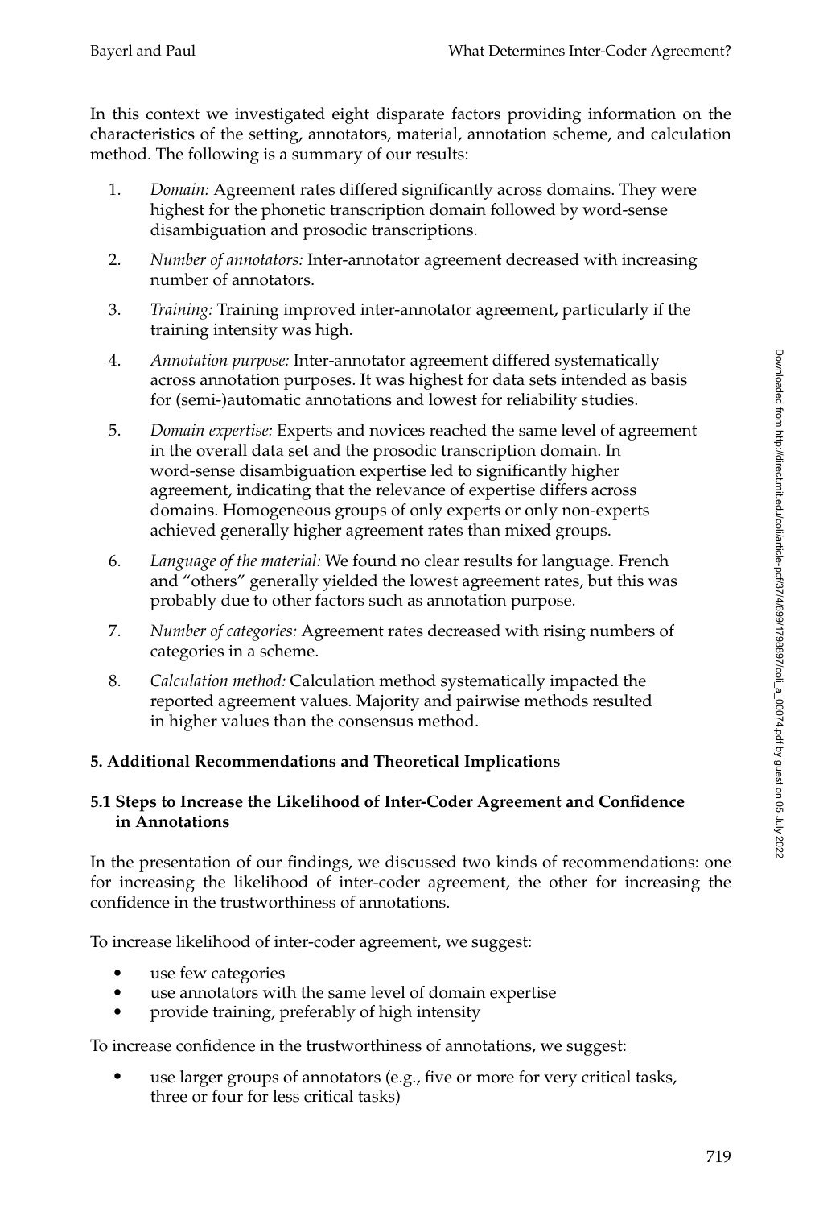In this context we investigated eight disparate factors providing information on the characteristics of the setting, annotators, material, annotation scheme, and calculation method. The following is a summary of our results:

1. *Domain:* Agreement rates differed significantly across domains. They were highest for the phonetic transcription domain followed by word-sense disambiguation and prosodic transcriptions.
2. *Number of annotators:* Inter-annotator agreement decreased with increasing number of annotators.
3. *Training:* Training improved inter-annotator agreement, particularly if the training intensity was high.
4. *Annotation purpose:* Inter-annotator agreement differed systematically across annotation purposes. It was highest for data sets intended as basis for (semi-)automatic annotations and lowest for reliability studies.
5. *Domain expertise:* Experts and novices reached the same level of agreement in the overall data set and the prosodic transcription domain. In word-sense disambiguation expertise led to significantly higher agreement, indicating that the relevance of expertise differs across domains. Homogeneous groups of only experts or only non-experts achieved generally higher agreement rates than mixed groups.
6. *Language of the material:* We found no clear results for language. French and "others" generally yielded the lowest agreement rates, but this was probably due to other factors such as annotation purpose.
7. *Number of categories:* Agreement rates decreased with rising numbers of categories in a scheme.
8. *Calculation method:* Calculation method systematically impacted the reported agreement values. Majority and pairwise methods resulted in higher values than the consensus method.

## 5. Additional Recommendations and Theoretical Implications

### 5.1 Steps to Increase the Likelihood of Inter-Coder Agreement and Confidence in Annotations

In the presentation of our findings, we discussed two kinds of recommendations: one for increasing the likelihood of inter-coder agreement, the other for increasing the confidence in the trustworthiness of annotations.

To increase likelihood of inter-coder agreement, we suggest:

- use few categories
- use annotators with the same level of domain expertise
- provide training, preferably of high intensity

To increase confidence in the trustworthiness of annotations, we suggest:

- use larger groups of annotators (e.g., five or more for very critical tasks, three or four for less critical tasks)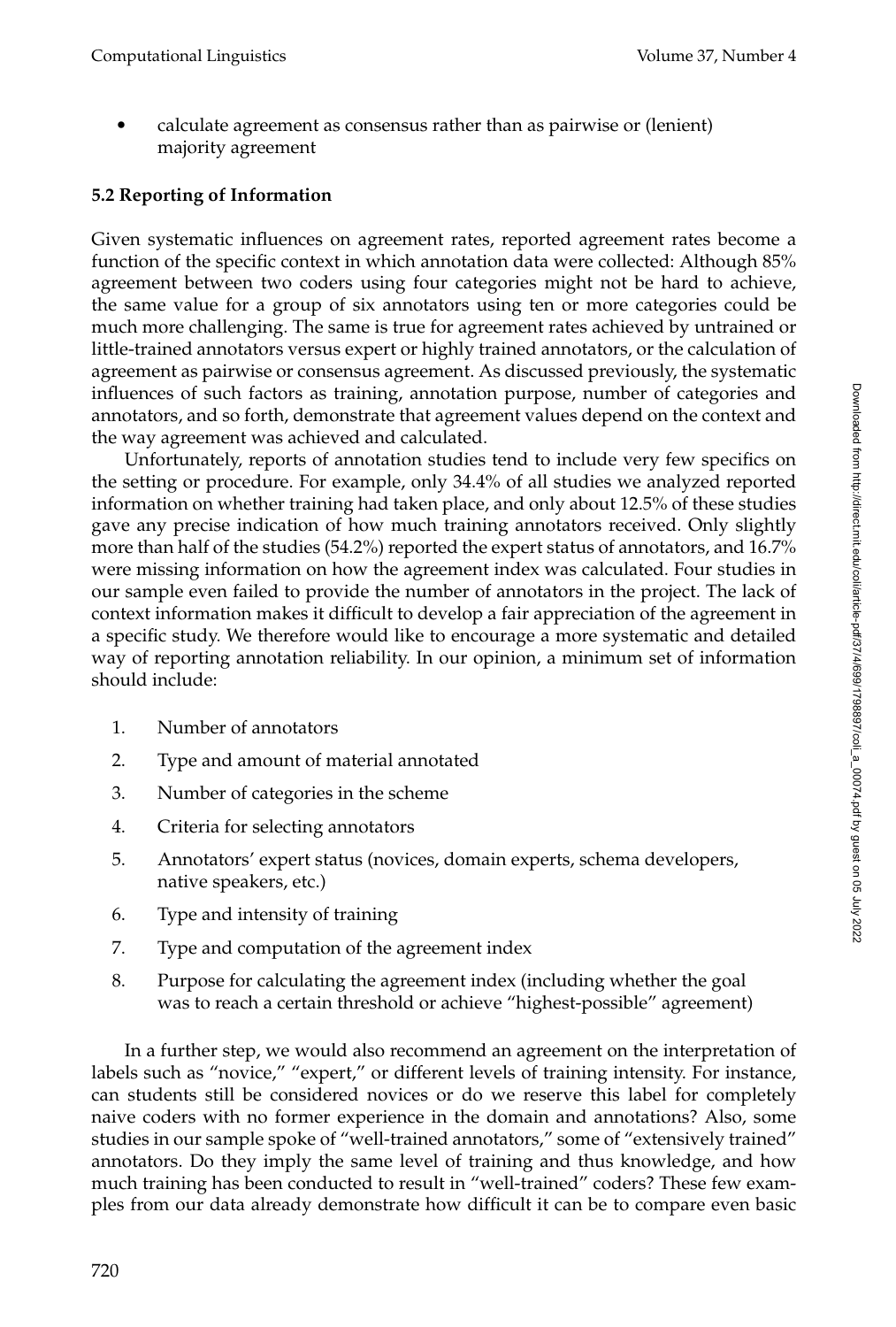- calculate agreement as consensus rather than as pairwise or (lenient) majority agreement

### 5.2 Reporting of Information

Given systematic influences on agreement rates, reported agreement rates become a function of the specific context in which annotation data were collected: Although 85% agreement between two coders using four categories might not be hard to achieve, the same value for a group of six annotators using ten or more categories could be much more challenging. The same is true for agreement rates achieved by untrained or little-trained annotators versus expert or highly trained annotators, or the calculation of agreement as pairwise or consensus agreement. As discussed previously, the systematic influences of such factors as training, annotation purpose, number of categories and annotators, and so forth, demonstrate that agreement values depend on the context and the way agreement was achieved and calculated.

Unfortunately, reports of annotation studies tend to include very few specifics on the setting or procedure. For example, only 34.4% of all studies we analyzed reported information on whether training had taken place, and only about 12.5% of these studies gave any precise indication of how much training annotators received. Only slightly more than half of the studies (54.2%) reported the expert status of annotators, and 16.7% were missing information on how the agreement index was calculated. Four studies in our sample even failed to provide the number of annotators in the project. The lack of context information makes it difficult to develop a fair appreciation of the agreement in a specific study. We therefore would like to encourage a more systematic and detailed way of reporting annotation reliability. In our opinion, a minimum set of information should include:

1. Number of annotators
2. Type and amount of material annotated
3. Number of categories in the scheme
4. Criteria for selecting annotators
5. Annotators' expert status (novices, domain experts, schema developers, native speakers, etc.)
6. Type and intensity of training
7. Type and computation of the agreement index
8. Purpose for calculating the agreement index (including whether the goal was to reach a certain threshold or achieve "highest-possible" agreement)

In a further step, we would also recommend an agreement on the interpretation of labels such as "novice," "expert," or different levels of training intensity. For instance, can students still be considered novices or do we reserve this label for completely naive coders with no former experience in the domain and annotations? Also, some studies in our sample spoke of "well-trained annotators," some of "extensively trained" annotators. Do they imply the same level of training and thus knowledge, and how much training has been conducted to result in "well-trained" coders? These few examples from our data already demonstrate how difficult it can be to compare even basic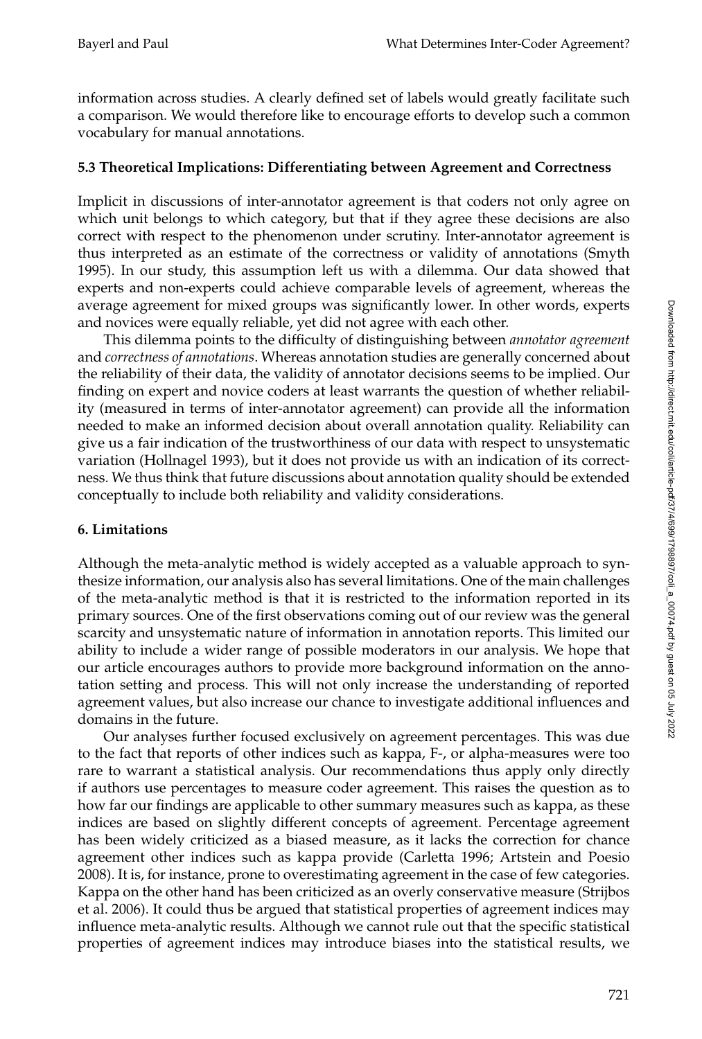information across studies. A clearly defined set of labels would greatly facilitate such a comparison. We would therefore like to encourage efforts to develop such a common vocabulary for manual annotations.

### 5.3 Theoretical Implications: Differentiating between Agreement and Correctness

Implicit in discussions of inter-annotator agreement is that coders not only agree on which unit belongs to which category, but that if they agree these decisions are also correct with respect to the phenomenon under scrutiny. Inter-annotator agreement is thus interpreted as an estimate of the correctness or validity of annotations (Smyth 1995). In our study, this assumption left us with a dilemma. Our data showed that experts and non-experts could achieve comparable levels of agreement, whereas the average agreement for mixed groups was significantly lower. In other words, experts and novices were equally reliable, yet did not agree with each other.

This dilemma points to the difficulty of distinguishing between *annotator agreement* and *correctness of annotations*. Whereas annotation studies are generally concerned about the reliability of their data, the validity of annotator decisions seems to be implied. Our finding on expert and novice coders at least warrants the question of whether reliability (measured in terms of inter-annotator agreement) can provide all the information needed to make an informed decision about overall annotation quality. Reliability can give us a fair indication of the trustworthiness of our data with respect to unsystematic variation (Hollnagel 1993), but it does not provide us with an indication of its correctness. We thus think that future discussions about annotation quality should be extended conceptually to include both reliability and validity considerations.

## 6. Limitations

Although the meta-analytic method is widely accepted as a valuable approach to synthesize information, our analysis also has several limitations. One of the main challenges of the meta-analytic method is that it is restricted to the information reported in its primary sources. One of the first observations coming out of our review was the general scarcity and unsystematic nature of information in annotation reports. This limited our ability to include a wider range of possible moderators in our analysis. We hope that our article encourages authors to provide more background information on the annotation setting and process. This will not only increase the understanding of reported agreement values, but also increase our chance to investigate additional influences and domains in the future.

Our analyses further focused exclusively on agreement percentages. This was due to the fact that reports of other indices such as kappa, F-, or alpha-measures were too rare to warrant a statistical analysis. Our recommendations thus apply only directly if authors use percentages to measure coder agreement. This raises the question as to how far our findings are applicable to other summary measures such as kappa, as these indices are based on slightly different concepts of agreement. Percentage agreement has been widely criticized as a biased measure, as it lacks the correction for chance agreement other indices such as kappa provide (Carletta 1996; Artstein and Poesio 2008). It is, for instance, prone to overestimating agreement in the case of few categories. Kappa on the other hand has been criticized as an overly conservative measure (Strijbos et al. 2006). It could thus be argued that statistical properties of agreement indices may influence meta-analytic results. Although we cannot rule out that the specific statistical properties of agreement indices may introduce biases into the statistical results, we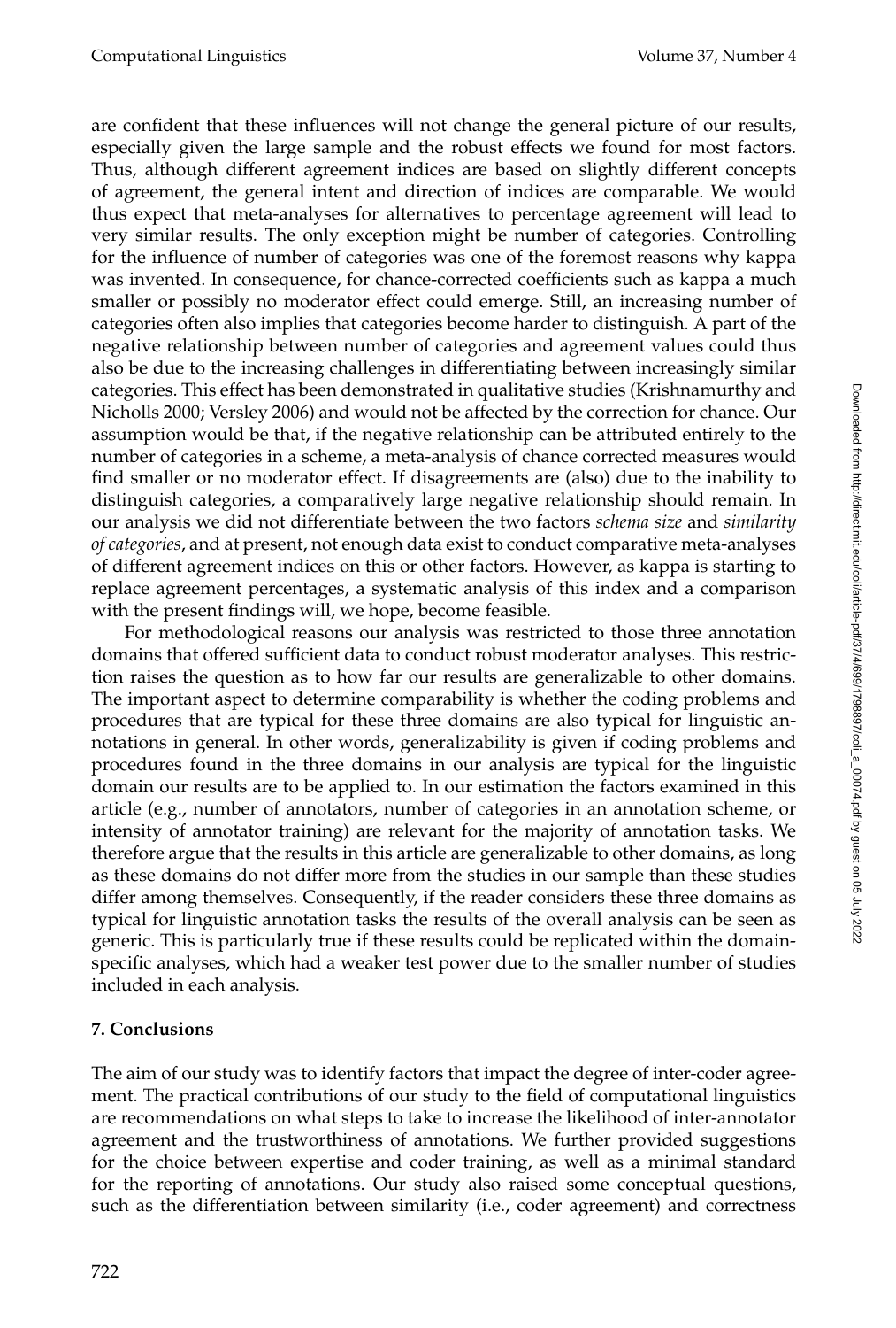are confident that these influences will not change the general picture of our results, especially given the large sample and the robust effects we found for most factors. Thus, although different agreement indices are based on slightly different concepts of agreement, the general intent and direction of indices are comparable. We would thus expect that meta-analyses for alternatives to percentage agreement will lead to very similar results. The only exception might be number of categories. Controlling for the influence of number of categories was one of the foremost reasons why kappa was invented. In consequence, for chance-corrected coefficients such as kappa a much smaller or possibly no moderator effect could emerge. Still, an increasing number of categories often also implies that categories become harder to distinguish. A part of the negative relationship between number of categories and agreement values could thus also be due to the increasing challenges in differentiating between increasingly similar categories. This effect has been demonstrated in qualitative studies (Krishnamurthy and Nicholls 2000; Versley 2006) and would not be affected by the correction for chance. Our assumption would be that, if the negative relationship can be attributed entirely to the number of categories in a scheme, a meta-analysis of chance corrected measures would find smaller or no moderator effect. If disagreements are (also) due to the inability to distinguish categories, a comparatively large negative relationship should remain. In our analysis we did not differentiate between the two factors *schema size* and *similarity of categories*, and at present, not enough data exist to conduct comparative meta-analyses of different agreement indices on this or other factors. However, as kappa is starting to replace agreement percentages, a systematic analysis of this index and a comparison with the present findings will, we hope, become feasible.

For methodological reasons our analysis was restricted to those three annotation domains that offered sufficient data to conduct robust moderator analyses. This restriction raises the question as to how far our results are generalizable to other domains. The important aspect to determine comparability is whether the coding problems and procedures that are typical for these three domains are also typical for linguistic annotations in general. In other words, generalizability is given if coding problems and procedures found in the three domains in our analysis are typical for the linguistic domain our results are to be applied to. In our estimation the factors examined in this article (e.g., number of annotators, number of categories in an annotation scheme, or intensity of annotator training) are relevant for the majority of annotation tasks. We therefore argue that the results in this article are generalizable to other domains, as long as these domains do not differ more from the studies in our sample than these studies differ among themselves. Consequently, if the reader considers these three domains as typical for linguistic annotation tasks the results of the overall analysis can be seen as generic. This is particularly true if these results could be replicated within the domain-specific analyses, which had a weaker test power due to the smaller number of studies included in each analysis.

## 7. Conclusions

The aim of our study was to identify factors that impact the degree of inter-coder agreement. The practical contributions of our study to the field of computational linguistics are recommendations on what steps to take to increase the likelihood of inter-annotator agreement and the trustworthiness of annotations. We further provided suggestions for the choice between expertise and coder training, as well as a minimal standard for the reporting of annotations. Our study also raised some conceptual questions, such as the differentiation between similarity (i.e., coder agreement) and correctness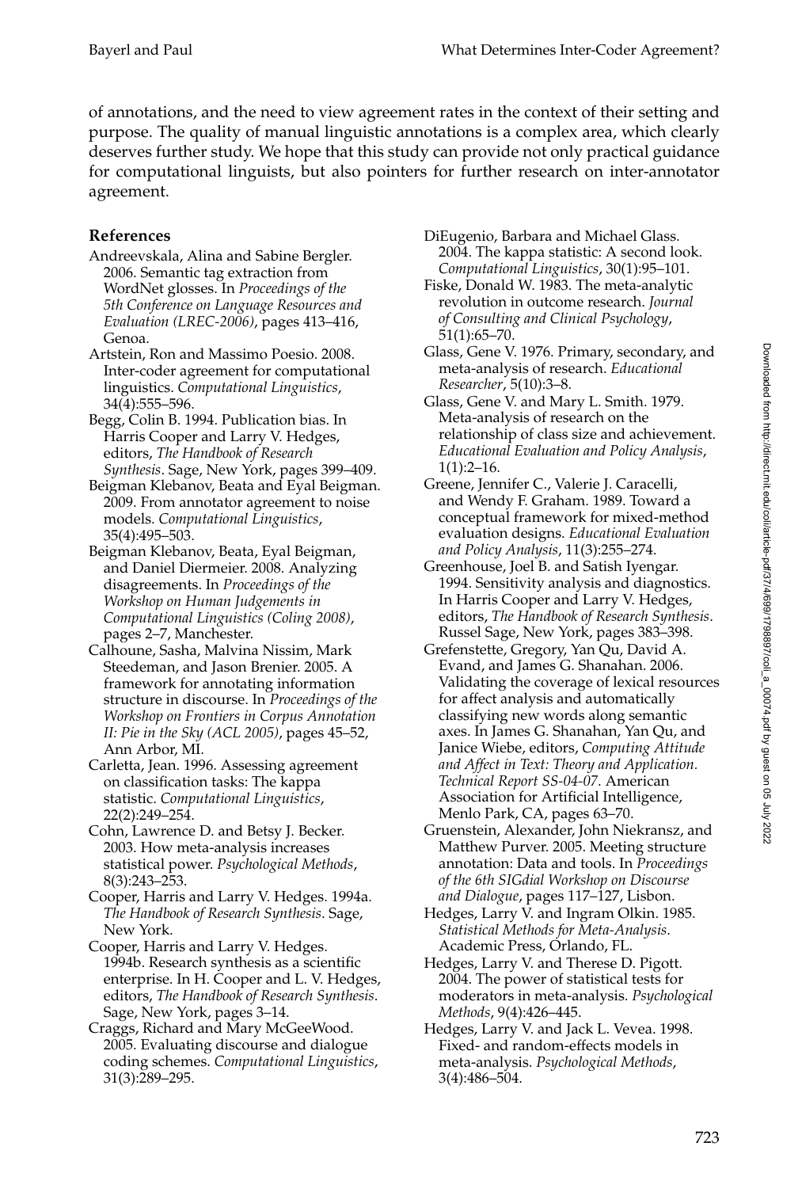of annotations, and the need to view agreement rates in the context of their setting and purpose. The quality of manual linguistic annotations is a complex area, which clearly deserves further study. We hope that this study can provide not only practical guidance for computational linguists, but also pointers for further research on inter-annotator agreement.

## References

Andreevskala, Alina and Sabine Bergler. 2006. Semantic tag extraction from WordNet glosses. In *Proceedings of the 5th Conference on Language Resources and Evaluation (LREC-2006)*, pages 413–416, Genoa.

Artstein, Ron and Massimo Poesio. 2008. Inter-coder agreement for computational linguistics. *Computational Linguistics*, 34(4):555–596.

Begg, Colin B. 1994. Publication bias. In Harris Cooper and Larry V. Hedges, editors, *The Handbook of Research Synthesis*. Sage, New York, pages 399–409.

Beigman Klebanov, Beata and Eyal Beigman. 2009. From annotator agreement to noise models. *Computational Linguistics*, 35(4):495–503.

Beigman Klebanov, Beata, Eyal Beigman, and Daniel Diermeier. 2008. Analyzing disagreements. In *Proceedings of the Workshop on Human Judgements in Computational Linguistics (Coling 2008)*, pages 2–7, Manchester.

Calhoune, Sasha, Malvina Nissim, Mark Steedeman, and Jason Brenier. 2005. A framework for annotating information structure in discourse. In *Proceedings of the Workshop on Frontiers in Corpus Annotation II: Pie in the Sky (ACL 2005)*, pages 45–52, Ann Arbor, MI.

Carletta, Jean. 1996. Assessing agreement on classification tasks: The kappa statistic. *Computational Linguistics*, 22(2):249–254.

Cohn, Lawrence D. and Betsy J. Becker. 2003. How meta-analysis increases statistical power. *Psychological Methods*, 8(3):243–253.

Cooper, Harris and Larry V. Hedges. 1994a. *The Handbook of Research Synthesis*. Sage, New York.

Cooper, Harris and Larry V. Hedges. 1994b. Research synthesis as a scientific enterprise. In H. Cooper and L. V. Hedges, editors, *The Handbook of Research Synthesis*. Sage, New York, pages 3–14.

Craggs, Richard and Mary McGeeWood. 2005. Evaluating discourse and dialogue coding schemes. *Computational Linguistics*, 31(3):289–295.

DiEugenio, Barbara and Michael Glass. 2004. The kappa statistic: A second look. *Computational Linguistics*, 30(1):95–101.

Fiske, Donald W. 1983. The meta-analytic revolution in outcome research. *Journal of Consulting and Clinical Psychology*, 51(1):65–70.

Glass, Gene V. 1976. Primary, secondary, and meta-analysis of research. *Educational Researcher*, 5(10):3–8.

Glass, Gene V. and Mary L. Smith. 1979. Meta-analysis of research on the relationship of class size and achievement. *Educational Evaluation and Policy Analysis*, 1(1):2–16.

Greene, Jennifer C., Valerie J. Caracelli, and Wendy F. Graham. 1989. Toward a conceptual framework for mixed-method evaluation designs. *Educational Evaluation and Policy Analysis*, 11(3):255–274.

Greenhouse, Joel B. and Satish Iyengar. 1994. Sensitivity analysis and diagnostics. In Harris Cooper and Larry V. Hedges, editors, *The Handbook of Research Synthesis*. Russel Sage, New York, pages 383–398.

Grefenstette, Gregory, Yan Qu, David A. Evand, and James G. Shanahan. 2006. Validating the coverage of lexical resources for affect analysis and automatically classifying new words along semantic axes. In James G. Shanahan, Yan Qu, and Janice Wiebe, editors, *Computing Attitude and Affect in Text: Theory and Application. Technical Report SS-04-07*. American Association for Artificial Intelligence, Menlo Park, CA, pages 63–70.

Gruenstein, Alexander, John Niekransz, and Matthew Purver. 2005. Meeting structure annotation: Data and tools. In *Proceedings of the 6th SIGdial Workshop on Discourse and Dialogue*, pages 117–127, Lisbon.

Hedges, Larry V. and Ingram Olkin. 1985. *Statistical Methods for Meta-Analysis*. Academic Press, Orlando, FL.

Hedges, Larry V. and Therese D. Pigott. 2004. The power of statistical tests for moderators in meta-analysis. *Psychological Methods*, 9(4):426–445.

Hedges, Larry V. and Jack L. Vevea. 1998. Fixed- and random-effects models in meta-analysis. *Psychological Methods*, 3(4):486–504.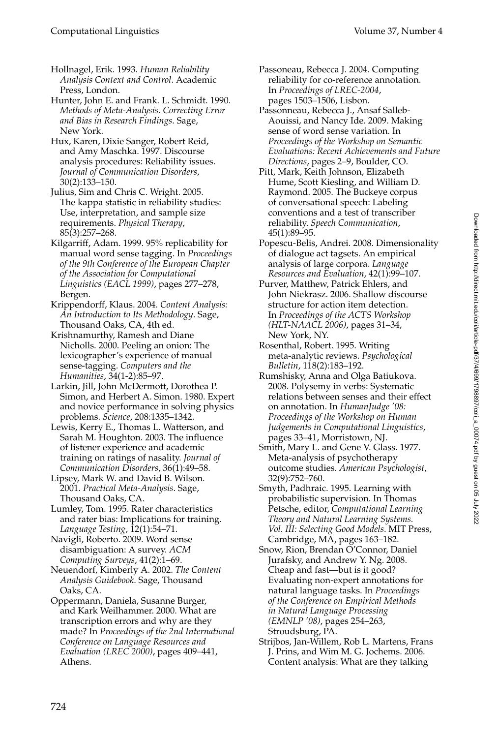Hollnagel, Erik. 1993. *Human Reliability Analysis Context and Control*. Academic Press, London.

Hunter, John E. and Frank. L. Schmidt. 1990. *Methods of Meta-Analysis. Correcting Error and Bias in Research Findings*. Sage, New York.

Hux, Karen, Dixie Sanger, Robert Reid, and Amy Maschka. 1997. Discourse analysis procedures: Reliability issues. *Journal of Communication Disorders*, 30(2):133–150.

Julius, Sim and Chris C. Wright. 2005. The kappa statistic in reliability studies: Use, interpretation, and sample size requirements. *Physical Therapy*, 85(3):257–268.

Kilgarriff, Adam. 1999. 95% replicability for manual word sense tagging. In *Proceedings of the 9th Conference of the European Chapter of the Association for Computational Linguistics (EACL 1999)*, pages 277–278, Bergen.

Krippendorff, Klaus. 2004. *Content Analysis: An Introduction to Its Methodology*. Sage, Thousand Oaks, CA, 4th ed.

Krishnamurthy, Ramesh and Diane Nicholls. 2000. Peeling an onion: The lexicographer's experience of manual sense-tagging. *Computers and the Humanities*, 34(1-2):85–97.

Larkin, Jill, John McDermott, Dorothea P. Simon, and Herbert A. Simon. 1980. Expert and novice performance in solving physics problems. *Science*, 208:1335–1342.

Lewis, Kerry E., Thomas L. Watterson, and Sarah M. Houghton. 2003. The influence of listener experience and academic training on ratings of nasality. *Journal of Communication Disorders*, 36(1):49–58.

Lipsey, Mark W. and David B. Wilson. 2001. *Practical Meta-Analysis*. Sage, Thousand Oaks, CA.

Lumley, Tom. 1995. Rater characteristics and rater bias: Implications for training. *Language Testing*, 12(1):54–71.

Navigli, Roberto. 2009. Word sense disambiguation: A survey. *ACM Computing Surveys*, 41(2):1–69.

Neuendorf, Kimberly A. 2002. *The Content Analysis Guidebook*. Sage, Thousand Oaks, CA.

Oppermann, Daniela, Susanne Burger, and Kark Weilhammer. 2000. What are transcription errors and why are they made? In *Proceedings of the 2nd International Conference on Language Resources and Evaluation (LREC 2000)*, pages 409–441, Athens.

Passoneau, Rebecca J. 2004. Computing reliability for co-reference annotation. In *Proceedings of LREC-2004*, pages 1503–1506, Lisbon.

Passonneau, Rebecca J., Ansaf Salleb-Aouissi, and Nancy Ide. 2009. Making sense of word sense variation. In *Proceedings of the Workshop on Semantic Evaluations: Recent Achievements and Future Directions*, pages 2–9, Boulder, CO.

Pitt, Mark, Keith Johnson, Elizabeth Hume, Scott Kiesling, and William D. Raymond. 2005. The Buckeye corpus of conversational speech: Labeling conventions and a test of transcriber reliability. *Speech Communication*, 45(1):89–95.

Popescu-Belis, Andrei. 2008. Dimensionality of dialogue act tagsets. An empirical analysis of large corpora. *Language Resources and Evaluation*, 42(1):99–107.

Purver, Matthew, Patrick Ehlers, and John Niekrasz. 2006. Shallow discourse structure for action item detection. In *Proceedings of the ACTS Workshop (HLT-NAACL 2006)*, pages 31–34, New York, NY.

Rosenthal, Robert. 1995. Writing meta-analytic reviews. *Psychological Bulletin*, 118(2):183–192.

Rumshisky, Anna and Olga Batiukova. 2008. Polysemy in verbs: Systematic relations between senses and their effect on annotation. In *HumanJudge '08: Proceedings of the Workshop on Human Judgements in Computational Linguistics*, pages 33–41, Morristown, NJ.

Smith, Mary L. and Gene V. Glass. 1977. Meta-analysis of psychotherapy outcome studies. *American Psychologist*, 32(9):752–760.

Smyth, Padhraic. 1995. Learning with probabilistic supervision. In Thomas Petsche, editor, *Computational Learning Theory and Natural Learning Systems. Vol. III: Selecting Good Models*. MIT Press, Cambridge, MA, pages 163–182.

Snow, Rion, Brendan O'Connor, Daniel Jurafsky, and Andrew Y. Ng. 2008. Cheap and fast—but is it good? Evaluating non-expert annotations for natural language tasks. In *Proceedings of the Conference on Empirical Methods in Natural Language Processing (EMNLP '08)*, pages 254–263, Stroudsburg, PA.

Strijbos, Jan-Willem, Rob L. Martens, Frans J. Prins, and Wim M. G. Jochems. 2006. Content analysis: What are they talking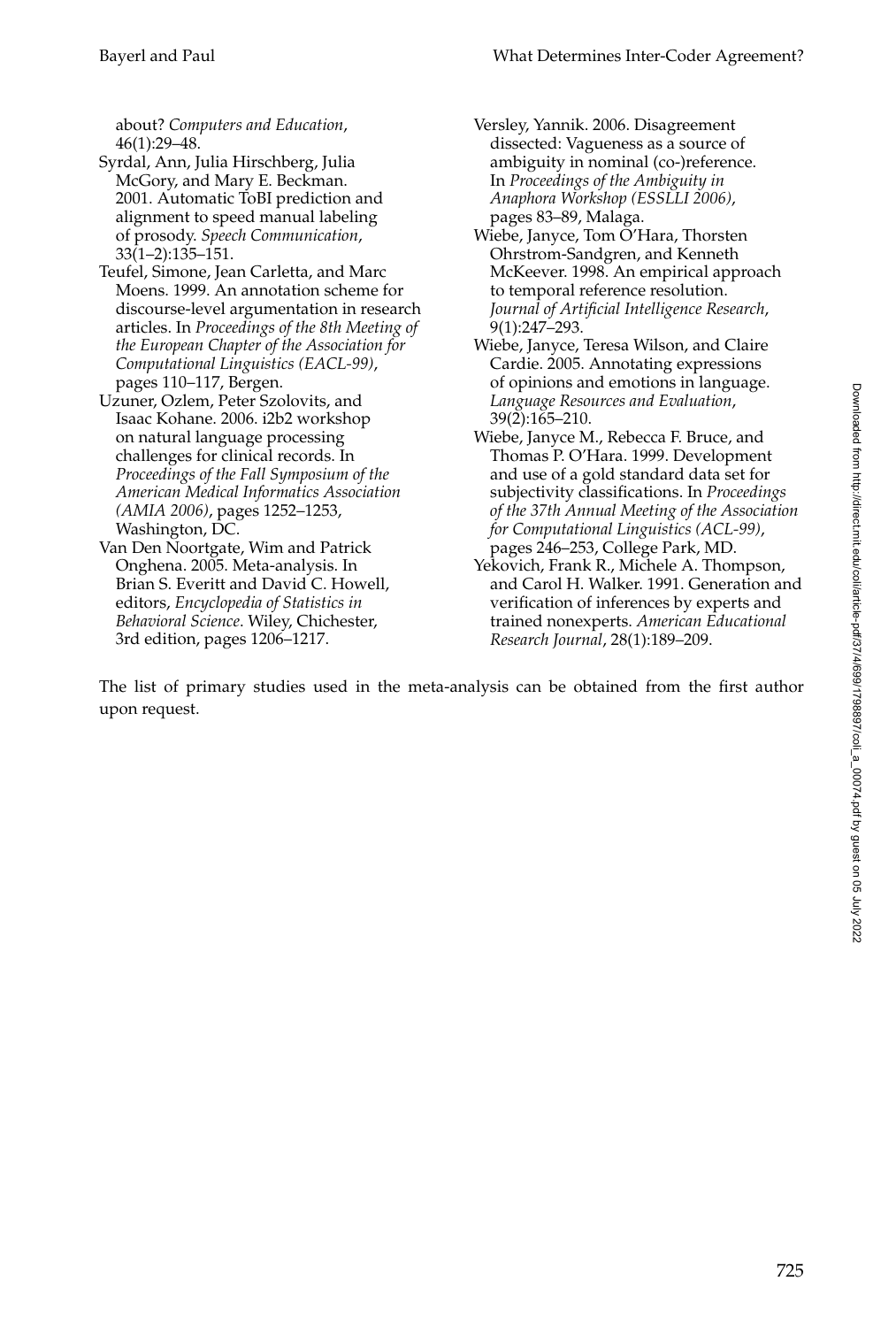about? *Computers and Education*, 46(1):29–48.

Syrdal, Ann, Julia Hirschberg, Julia McGory, and Mary E. Beckman. 2001. Automatic ToBI prediction and alignment to speed manual labeling of prosody. *Speech Communication*, 33(1–2):135–151.

Teufel, Simone, Jean Carletta, and Marc Moens. 1999. An annotation scheme for discourse-level argumentation in research articles. In *Proceedings of the 8th Meeting of the European Chapter of the Association for Computational Linguistics (EACL-99)*, pages 110–117, Bergen.

Uzuner, Ozlem, Peter Szolovits, and Isaac Kohane. 2006. i2b2 workshop on natural language processing challenges for clinical records. In *Proceedings of the Fall Symposium of the American Medical Informatics Association (AMIA 2006)*, pages 1252–1253, Washington, DC.

Van Den Noortgate, Wim and Patrick Onghena. 2005. Meta-analysis. In Brian S. Everitt and David C. Howell, editors, *Encyclopedia of Statistics in Behavioral Science*. Wiley, Chichester, 3rd edition, pages 1206–1217.

Versley, Yannik. 2006. Disagreement dissected: Vagueness as a source of ambiguity in nominal (co-)reference. In *Proceedings of the Ambiguity in Anaphora Workshop (ESSLLI 2006)*, pages 83–89, Malaga.

Wiebe, Janyce, Tom O'Hara, Thorsten Ohrstrom-Sandgren, and Kenneth McKeever. 1998. An empirical approach to temporal reference resolution. *Journal of Artificial Intelligence Research*, 9(1):247–293.

Wiebe, Janyce, Teresa Wilson, and Claire Cardie. 2005. Annotating expressions of opinions and emotions in language. *Language Resources and Evaluation*, 39(2):165–210.

Wiebe, Janyce M., Rebecca F. Bruce, and Thomas P. O'Hara. 1999. Development and use of a gold standard data set for subjectivity classifications. In *Proceedings of the 37th Annual Meeting of the Association for Computational Linguistics (ACL-99)*, pages 246–253, College Park, MD.

Yekovich, Frank R., Michele A. Thompson, and Carol H. Walker. 1991. Generation and verification of inferences by experts and trained nonexperts. *American Educational Research Journal*, 28(1):189–209.

The list of primary studies used in the meta-analysis can be obtained from the first author upon request.